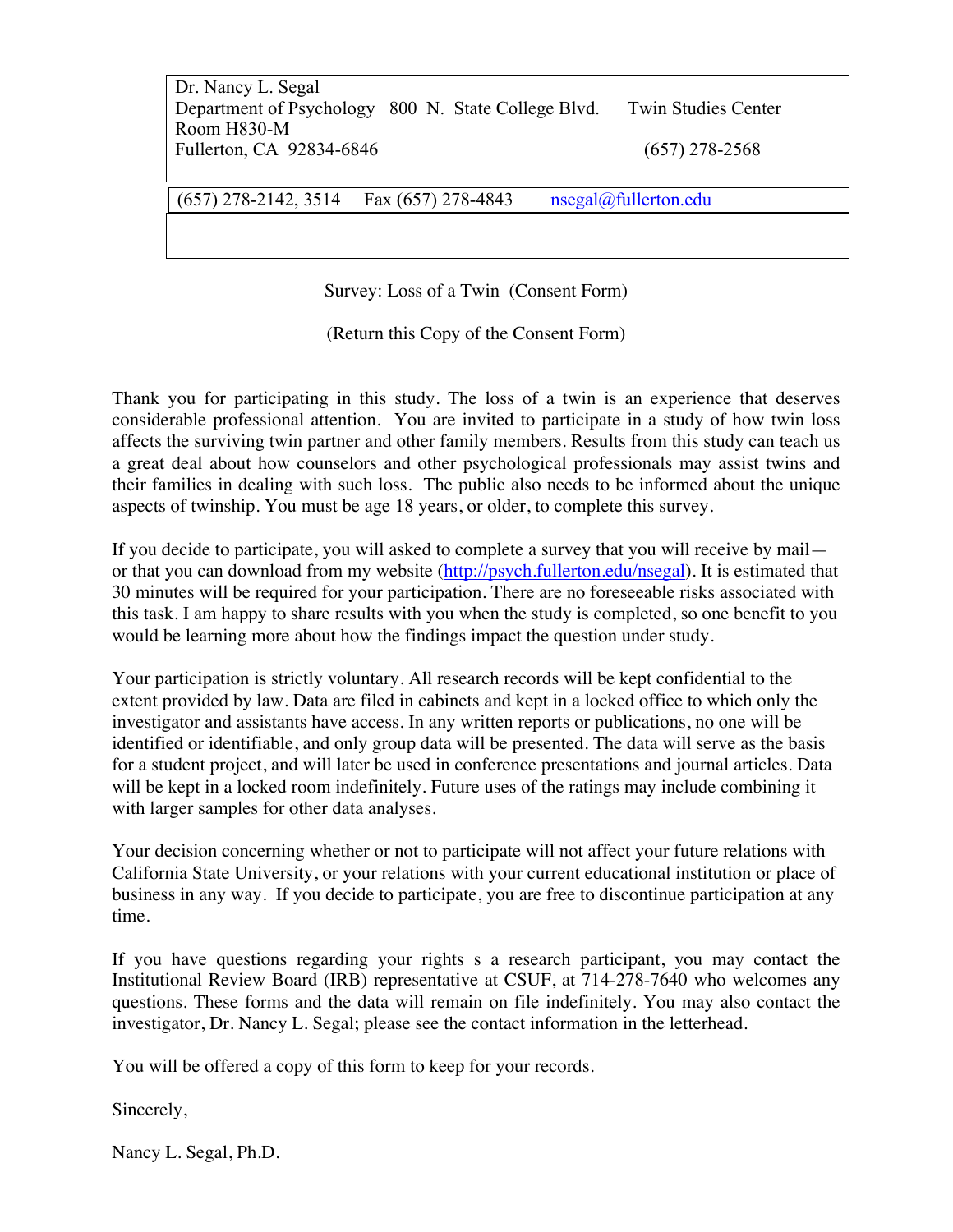Dr. Nancy L. Segal
Department of Psychology 800 N. State College Blvd. Twin Studies Center
Room H830-M
Fullerton, CA 92834-6846 (657) 278-2568

(657) 278-2142, 3514 Fax (657) 278-4843 nsegal@fullerton.edu

Survey: Loss of a Twin (Consent Form)

(Return this Copy of the Consent Form)

Thank you for participating in this study. The loss of a twin is an experience that deserves considerable professional attention. You are invited to participate in a study of how twin loss affects the surviving twin partner and other family members. Results from this study can teach us a great deal about how counselors and other psychological professionals may assist twins and their families in dealing with such loss. The public also needs to be informed about the unique aspects of twinship. You must be age 18 years, or older, to complete this survey.

If you decide to participate, you will asked to complete a survey that you will receive by mail—or that you can download from my website (http://psych.fullerton.edu/nsegal). It is estimated that 30 minutes will be required for your participation. There are no foreseeable risks associated with this task. I am happy to share results with you when the study is completed, so one benefit to you would be learning more about how the findings impact the question under study.

Your participation is strictly voluntary. All research records will be kept confidential to the extent provided by law. Data are filed in cabinets and kept in a locked office to which only the investigator and assistants have access. In any written reports or publications, no one will be identified or identifiable, and only group data will be presented. The data will serve as the basis for a student project, and will later be used in conference presentations and journal articles. Data will be kept in a locked room indefinitely. Future uses of the ratings may include combining it with larger samples for other data analyses.

Your decision concerning whether or not to participate will not affect your future relations with California State University, or your relations with your current educational institution or place of business in any way. If you decide to participate, you are free to discontinue participation at any time.

If you have questions regarding your rights s a research participant, you may contact the Institutional Review Board (IRB) representative at CSUF, at 714-278-7640 who welcomes any questions. These forms and the data will remain on file indefinitely. You may also contact the investigator, Dr. Nancy L. Segal; please see the contact information in the letterhead.

You will be offered a copy of this form to keep for your records.

Sincerely,

Nancy L. Segal, Ph.D.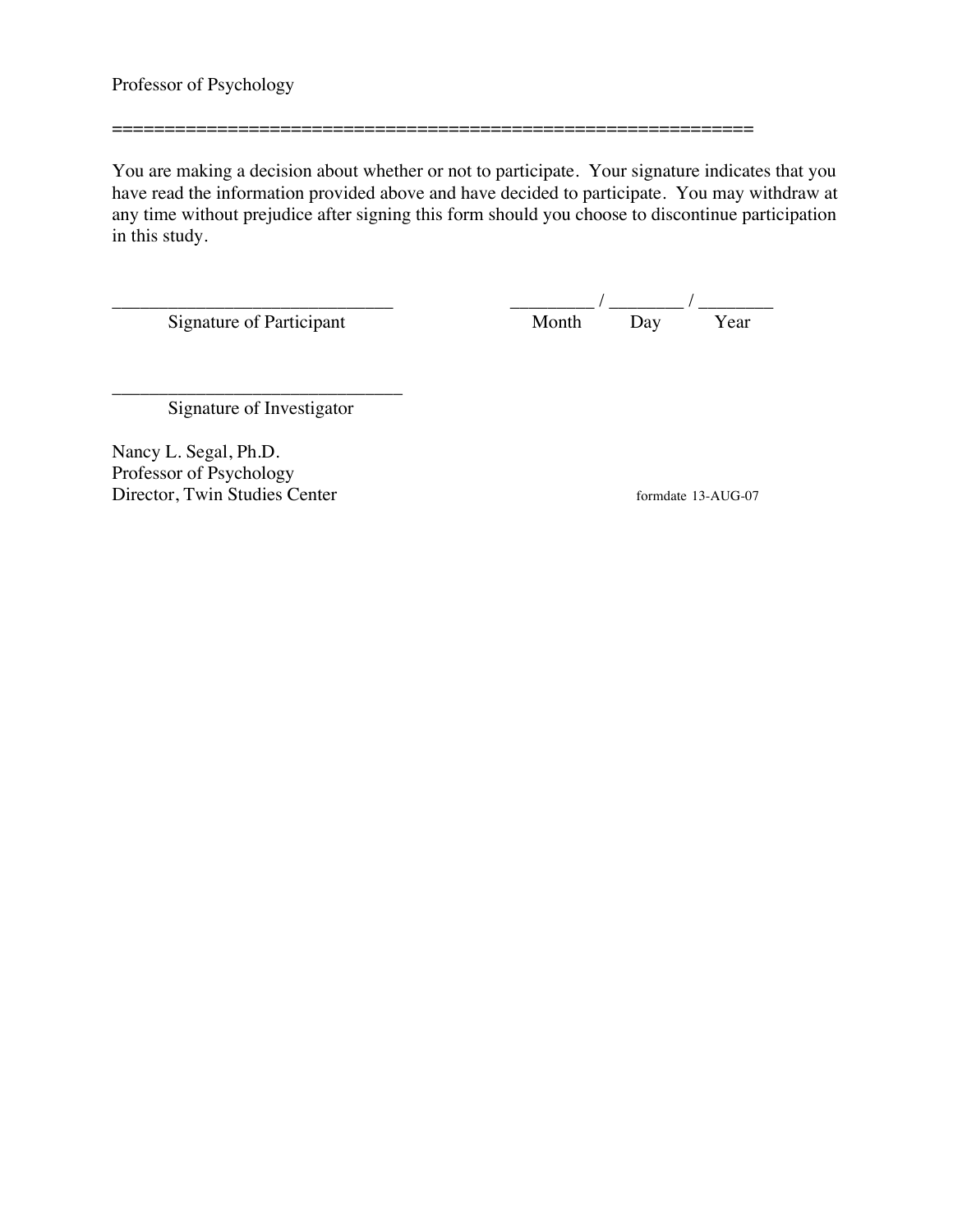Professor of Psychology

==============================================================

You are making a decision about whether or not to participate. Your signature indicates that you have read the information provided above and have decided to participate. You may withdraw at any time without prejudice after signing this form should you choose to discontinue participation in this study.

_____________________________ Signature of Participant

_________ / ________ / ________
Month Day Year

______________________________ Signature of Investigator

Nancy L. Segal, Ph.D.
Professor of Psychology
Director, Twin Studies Center

formdate 13-AUG-07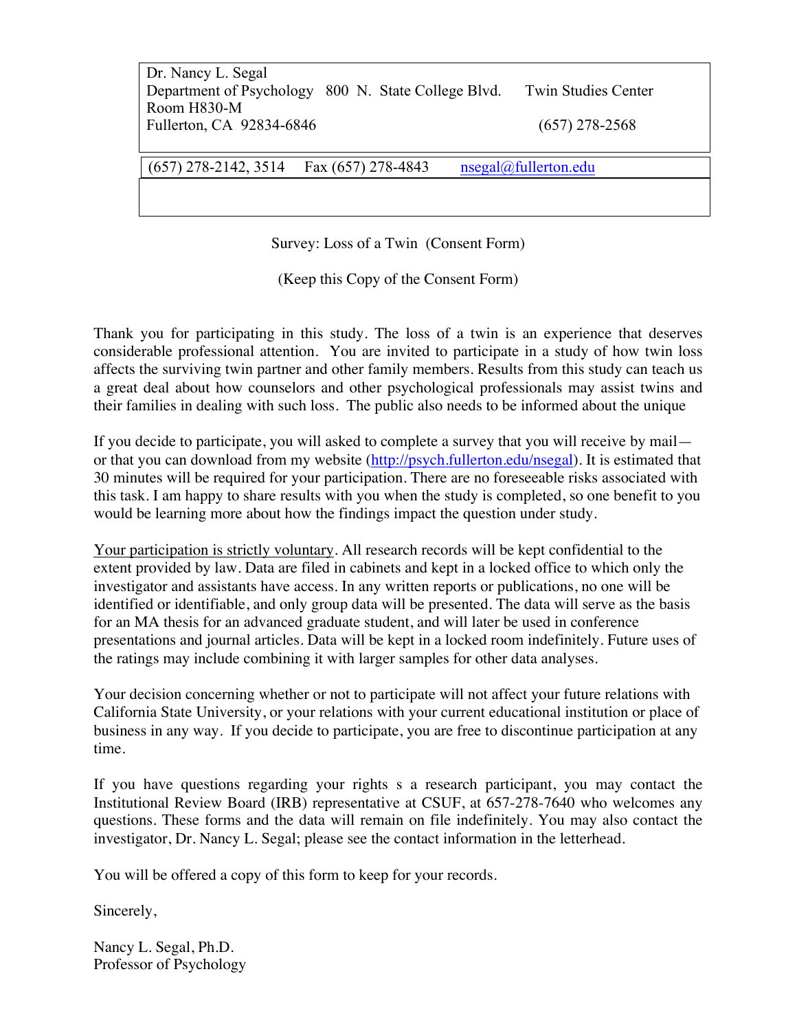Dr. Nancy L. Segal
Department of Psychology   800 N. State College Blvd.   Twin Studies Center
Room H830-M
Fullerton, CA 92834-6846   (657) 278-2568

(657) 278-2142, 3514   Fax (657) 278-4843   nsegal@fullerton.edu

Survey: Loss of a Twin (Consent Form)

(Keep this Copy of the Consent Form)

Thank you for participating in this study. The loss of a twin is an experience that deserves considerable professional attention. You are invited to participate in a study of how twin loss affects the surviving twin partner and other family members. Results from this study can teach us a great deal about how counselors and other psychological professionals may assist twins and their families in dealing with such loss. The public also needs to be informed about the unique

If you decide to participate, you will asked to complete a survey that you will receive by mail—or that you can download from my website (http://psych.fullerton.edu/nsegal). It is estimated that 30 minutes will be required for your participation. There are no foreseeable risks associated with this task. I am happy to share results with you when the study is completed, so one benefit to you would be learning more about how the findings impact the question under study.

Your participation is strictly voluntary. All research records will be kept confidential to the extent provided by law. Data are filed in cabinets and kept in a locked office to which only the investigator and assistants have access. In any written reports or publications, no one will be identified or identifiable, and only group data will be presented. The data will serve as the basis for an MA thesis for an advanced graduate student, and will later be used in conference presentations and journal articles. Data will be kept in a locked room indefinitely. Future uses of the ratings may include combining it with larger samples for other data analyses.

Your decision concerning whether or not to participate will not affect your future relations with California State University, or your relations with your current educational institution or place of business in any way. If you decide to participate, you are free to discontinue participation at any time.

If you have questions regarding your rights s a research participant, you may contact the Institutional Review Board (IRB) representative at CSUF, at 657-278-7640 who welcomes any questions. These forms and the data will remain on file indefinitely. You may also contact the investigator, Dr. Nancy L. Segal; please see the contact information in the letterhead.

You will be offered a copy of this form to keep for your records.

Sincerely,

Nancy L. Segal, Ph.D.
Professor of Psychology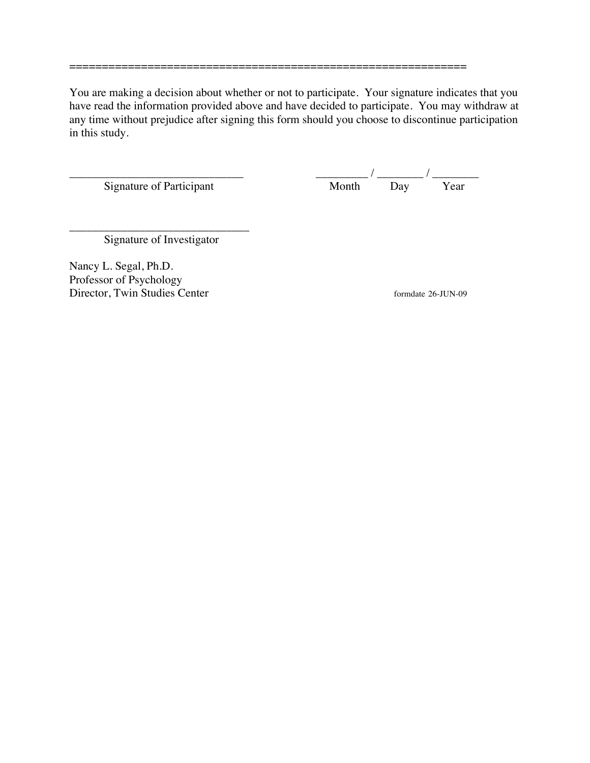==============================================================

You are making a decision about whether or not to participate. Your signature indicates that you have read the information provided above and have decided to participate. You may withdraw at any time without prejudice after signing this form should you choose to discontinue participation in this study.

______________________________ &nbsp;&nbsp;&nbsp;&nbsp;&nbsp;&nbsp;&nbsp;&nbsp;&nbsp;&nbsp;&nbsp;&nbsp; _________ / ________ / ________

Signature of Participant &nbsp;&nbsp;&nbsp;&nbsp;&nbsp;&nbsp;&nbsp;&nbsp;&nbsp;&nbsp;&nbsp;&nbsp;&nbsp;&nbsp;&nbsp;&nbsp;&nbsp;&nbsp;&nbsp;&nbsp;&nbsp;&nbsp;&nbsp;&nbsp; Month &nbsp;&nbsp;&nbsp;&nbsp; Day &nbsp;&nbsp;&nbsp;&nbsp; Year

______________________________

Signature of Investigator

Nancy L. Segal, Ph.D.
Professor of Psychology
Director, Twin Studies Center

formdate 26-JUN-09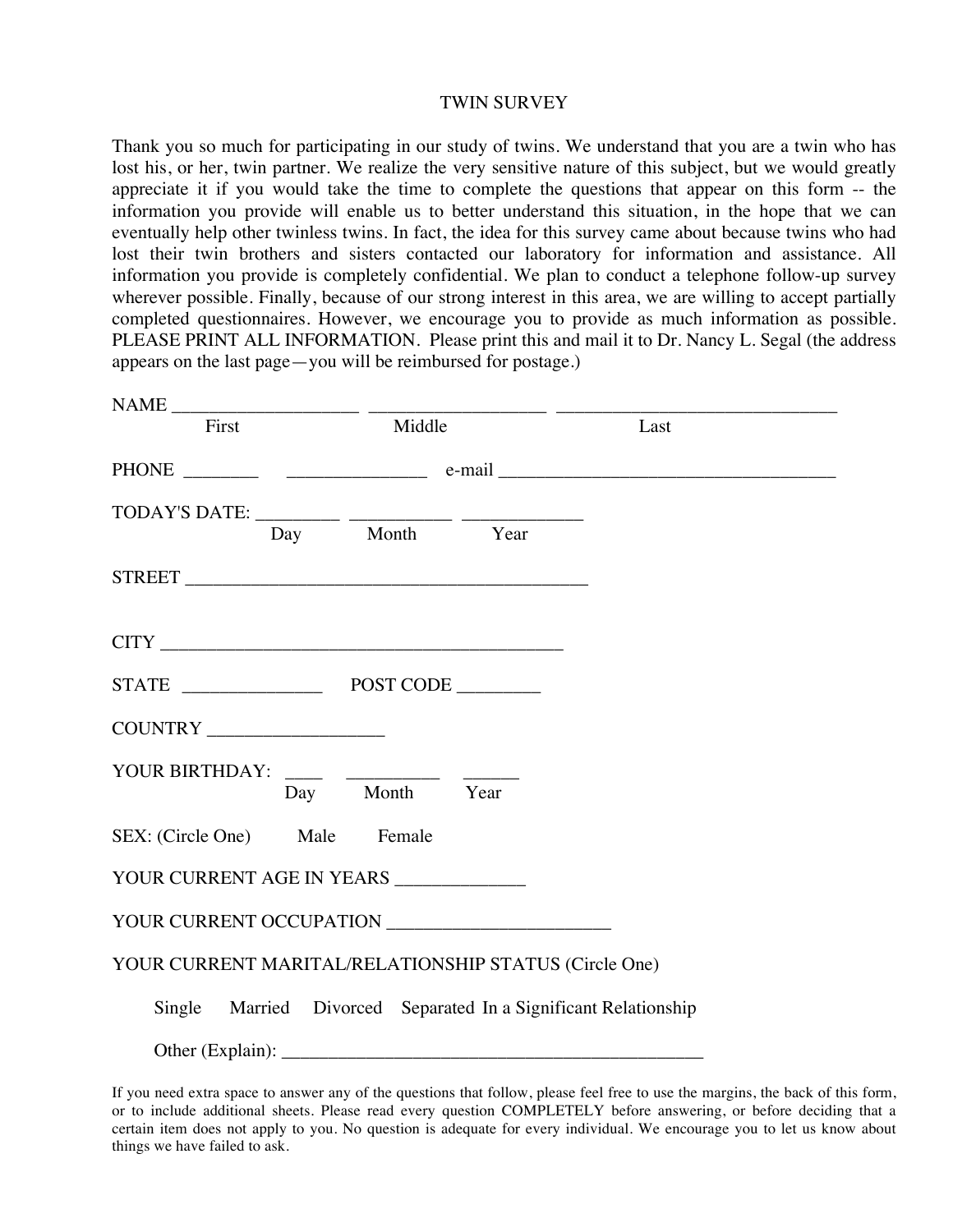# TWIN SURVEY

Thank you so much for participating in our study of twins. We understand that you are a twin who has lost his, or her, twin partner. We realize the very sensitive nature of this subject, but we would greatly appreciate it if you would take the time to complete the questions that appear on this form -- the information you provide will enable us to better understand this situation, in the hope that we can eventually help other twinless twins. In fact, the idea for this survey came about because twins who had lost their twin brothers and sisters contacted our laboratory for information and assistance. All information you provide is completely confidential. We plan to conduct a telephone follow-up survey wherever possible. Finally, because of our strong interest in this area, we are willing to accept partially completed questionnaires. However, we encourage you to provide as much information as possible. PLEASE PRINT ALL INFORMATION. Please print this and mail it to Dr. Nancy L. Segal (the address appears on the last page—you will be reimbursed for postage.)

NAME ____________________ ___________________ ______________________________
First Middle Last

PHONE ________ _______________ e-mail ___________________________________

TODAY'S DATE: _________ ___________ _____________
Day Month Year

STREET ____________________________________________

CITY ____________________________________________

STATE _______________ POST CODE _________

COUNTRY ___________________

YOUR BIRTHDAY: ____ __________ ______
Day Month Year

SEX: (Circle One) Male Female

YOUR CURRENT AGE IN YEARS ______________

YOUR CURRENT OCCUPATION ________________________

YOUR CURRENT MARITAL/RELATIONSHIP STATUS (Circle One)

Single Married Divorced Separated In a Significant Relationship

Other (Explain): ______________________________________________

If you need extra space to answer any of the questions that follow, please feel free to use the margins, the back of this form, or to include additional sheets. Please read every question COMPLETELY before answering, or before deciding that a certain item does not apply to you. No question is adequate for every individual. We encourage you to let us know about things we have failed to ask.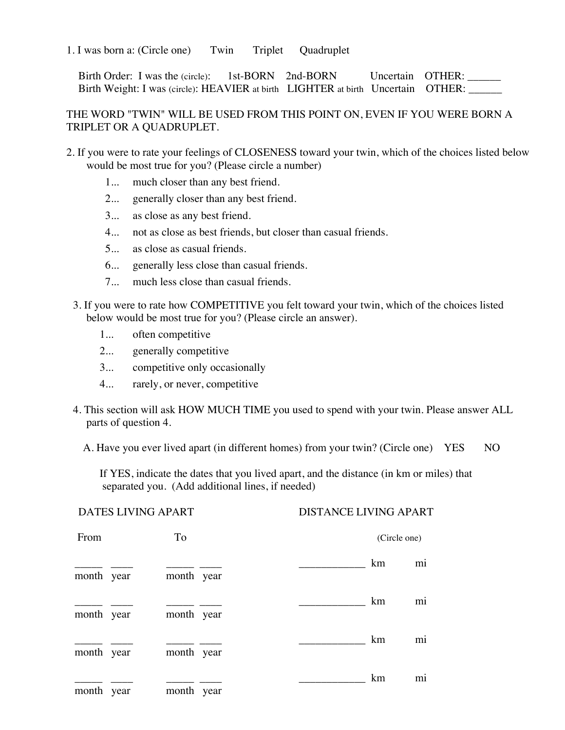1. I was born a: (Circle one)     Twin     Triplet     Quadruplet

   Birth Order: I was the (circle):     1st-BORN     2nd-BORN     Uncertain     OTHER: ______
   Birth Weight: I was (circle): HEAVIER at birth     LIGHTER at birth     Uncertain     OTHER: ______

THE WORD "TWIN" WILL BE USED FROM THIS POINT ON, EVEN IF YOU WERE BORN A TRIPLET OR A QUADRUPLET.

2. If you were to rate your feelings of CLOSENESS toward your twin, which of the choices listed below would be most true for you? (Please circle a number)
   - 1... much closer than any best friend.
   - 2... generally closer than any best friend.
   - 3... as close as any best friend.
   - 4... not as close as best friends, but closer than casual friends.
   - 5... as close as casual friends.
   - 6... generally less close than casual friends.
   - 7... much less close than casual friends.

3. If you were to rate how COMPETITIVE you felt toward your twin, which of the choices listed below would be most true for you? (Please circle an answer).
   - 1... often competitive
   - 2... generally competitive
   - 3... competitive only occasionally
   - 4... rarely, or never, competitive

4. This section will ask HOW MUCH TIME you used to spend with your twin. Please answer ALL parts of question 4.

   A. Have you ever lived apart (in different homes) from your twin? (Circle one)     YES     NO

   If YES, indicate the dates that you lived apart, and the distance (in km or miles) that separated you. (Add additional lines, if needed)

| DATES LIVING APART | | DISTANCE LIVING APART |
|---|---|---|
| From | To | (Circle one) |
| _____ ____ (month year) | _____ ____ (month year) | ____________ km     mi |
| _____ ____ (month year) | _____ ____ (month year) | ____________ km     mi |
| _____ ____ (month year) | _____ ____ (month year) | ____________ km     mi |
| _____ ____ (month year) | _____ ____ (month year) | ____________ km     mi |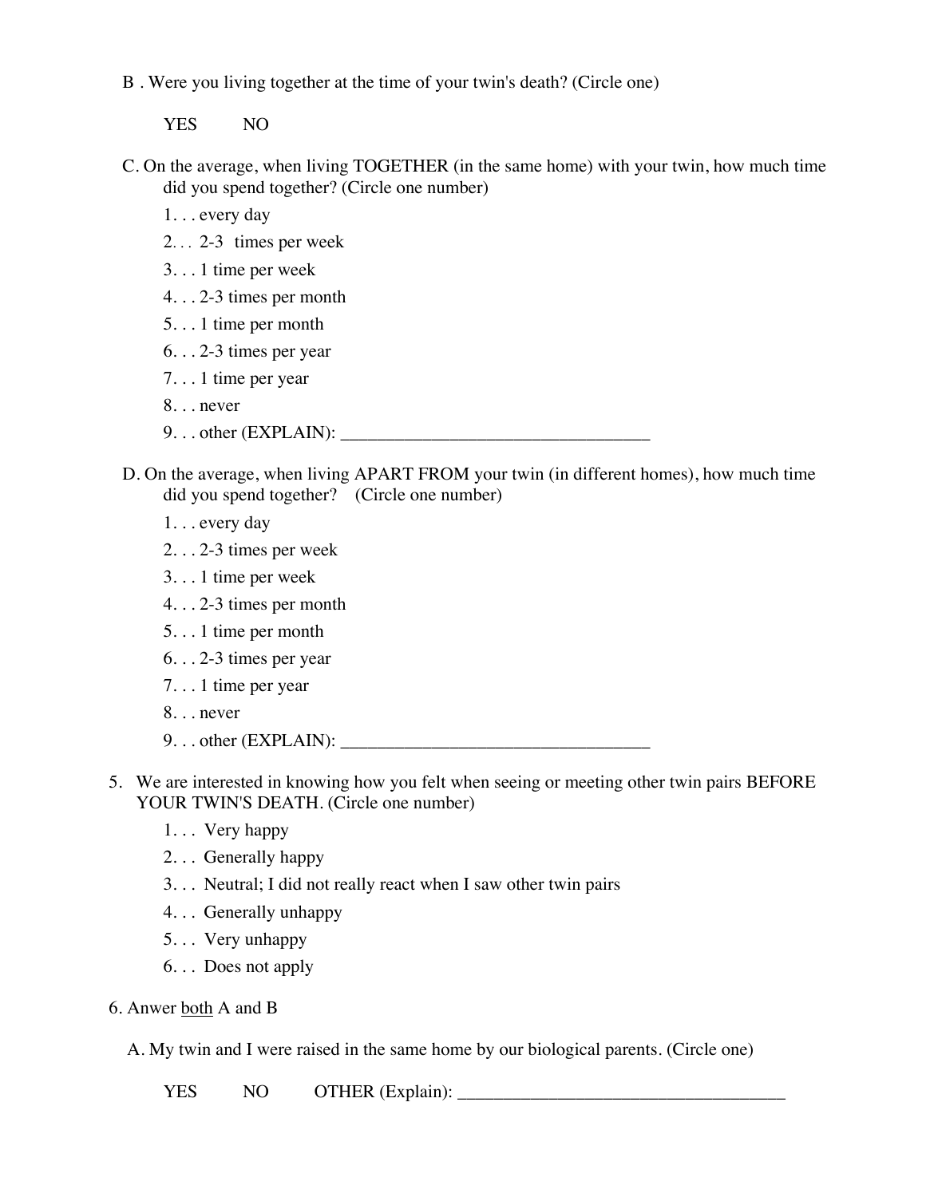B . Were you living together at the time of your twin's death? (Circle one)

YES NO

C. On the average, when living TOGETHER (in the same home) with your twin, how much time did you spend together? (Circle one number)

1. . . every day
2. . . 2-3 times per week
3. . . 1 time per week
4. . . 2-3 times per month
5. . . 1 time per month
6. . . 2-3 times per year
7. . . 1 time per year
8. . . never
9. . . other (EXPLAIN): ___________________________________

D. On the average, when living APART FROM your twin (in different homes), how much time did you spend together? (Circle one number)

1. . . every day
2. . . 2-3 times per week
3. . . 1 time per week
4. . . 2-3 times per month
5. . . 1 time per month
6. . . 2-3 times per year
7. . . 1 time per year
8. . . never
9. . . other (EXPLAIN): ___________________________________

5. We are interested in knowing how you felt when seeing or meeting other twin pairs BEFORE YOUR TWIN'S DEATH. (Circle one number)

1. . . Very happy
2. . . Generally happy
3. . . Neutral; I did not really react when I saw other twin pairs
4. . . Generally unhappy
5. . . Very unhappy
6. . . Does not apply

6. Anwer both A and B

A. My twin and I were raised in the same home by our biological parents. (Circle one)

YES NO OTHER (Explain): ____________________________________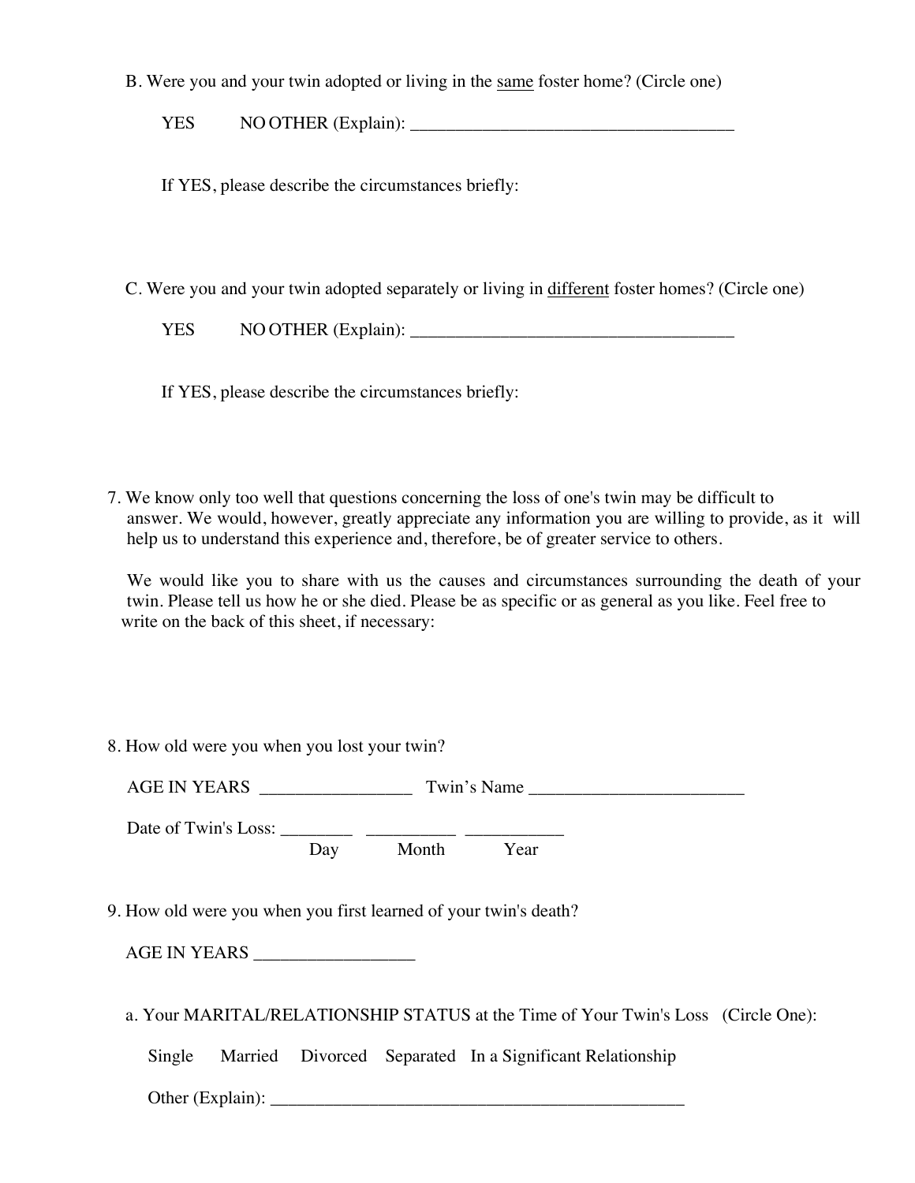B. Were you and your twin adopted or living in the <u>same</u> foster home? (Circle one)

YES NO OTHER (Explain): _____________________________________

If YES, please describe the circumstances briefly:

C. Were you and your twin adopted separately or living in <u>different</u> foster homes? (Circle one)

YES NO OTHER (Explain): _____________________________________

If YES, please describe the circumstances briefly:

7. We know only too well that questions concerning the loss of one's twin may be difficult to answer. We would, however, greatly appreciate any information you are willing to provide, as it will help us to understand this experience and, therefore, be of greater service to others.

   We would like you to share with us the causes and circumstances surrounding the death of your twin. Please tell us how he or she died. Please be as specific or as general as you like. Feel free to write on the back of this sheet, if necessary:

8. How old were you when you lost your twin?

   AGE IN YEARS _________________ Twin's Name _________________________

   Date of Twin's Loss: ________ __________ ___________
   Day Month Year

9. How old were you when you first learned of your twin's death?

   AGE IN YEARS __________________

   a. Your MARITAL/RELATIONSHIP STATUS at the Time of Your Twin's Loss (Circle One):

   Single Married Divorced Separated In a Significant Relationship

   Other (Explain): ________________________________________________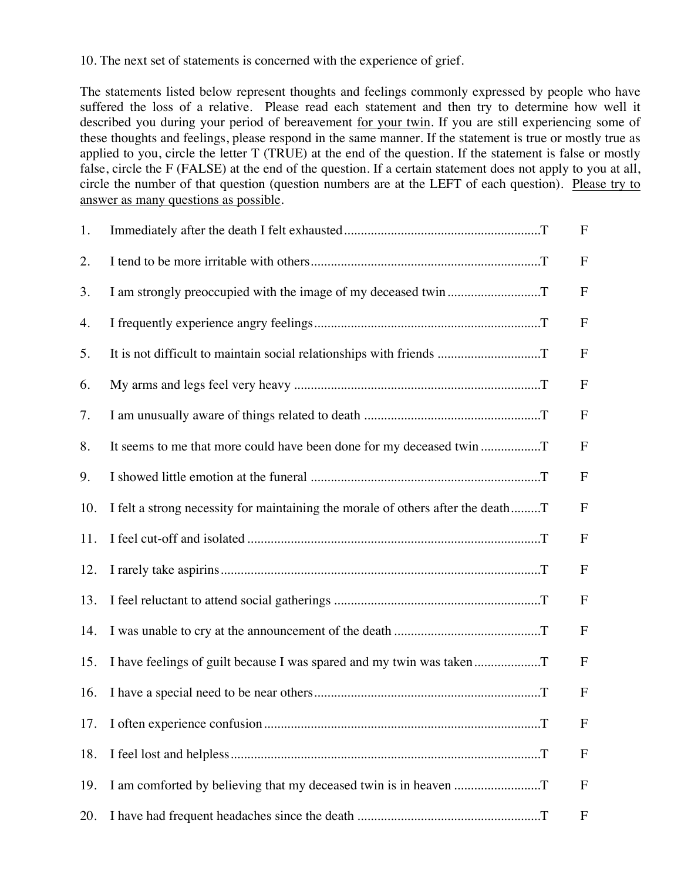10. The next set of statements is concerned with the experience of grief.

The statements listed below represent thoughts and feelings commonly expressed by people who have suffered the loss of a relative. Please read each statement and then try to determine how well it described you during your period of bereavement <u>for your twin</u>. If you are still experiencing some of these thoughts and feelings, please respond in the same manner. If the statement is true or mostly true as applied to you, circle the letter T (TRUE) at the end of the question. If the statement is false or mostly false, circle the F (FALSE) at the end of the question. If a certain statement does not apply to you at all, circle the number of that question (question numbers are at the LEFT of each question). <u>Please try to answer as many questions as possible</u>.

1. Immediately after the death I felt exhausted .......... T F
2. I tend to be more irritable with others .......... T F
3. I am strongly preoccupied with the image of my deceased twin .......... T F
4. I frequently experience angry feelings .......... T F
5. It is not difficult to maintain social relationships with friends .......... T F
6. My arms and legs feel very heavy .......... T F
7. I am unusually aware of things related to death .......... T F
8. It seems to me that more could have been done for my deceased twin .......... T F
9. I showed little emotion at the funeral .......... T F
10. I felt a strong necessity for maintaining the morale of others after the death .......... T F
11. I feel cut-off and isolated .......... T F
12. I rarely take aspirins .......... T F
13. I feel reluctant to attend social gatherings .......... T F
14. I was unable to cry at the announcement of the death .......... T F
15. I have feelings of guilt because I was spared and my twin was taken .......... T F
16. I have a special need to be near others .......... T F
17. I often experience confusion .......... T F
18. I feel lost and helpless .......... T F
19. I am comforted by believing that my deceased twin is in heaven .......... T F
20. I have had frequent headaches since the death .......... T F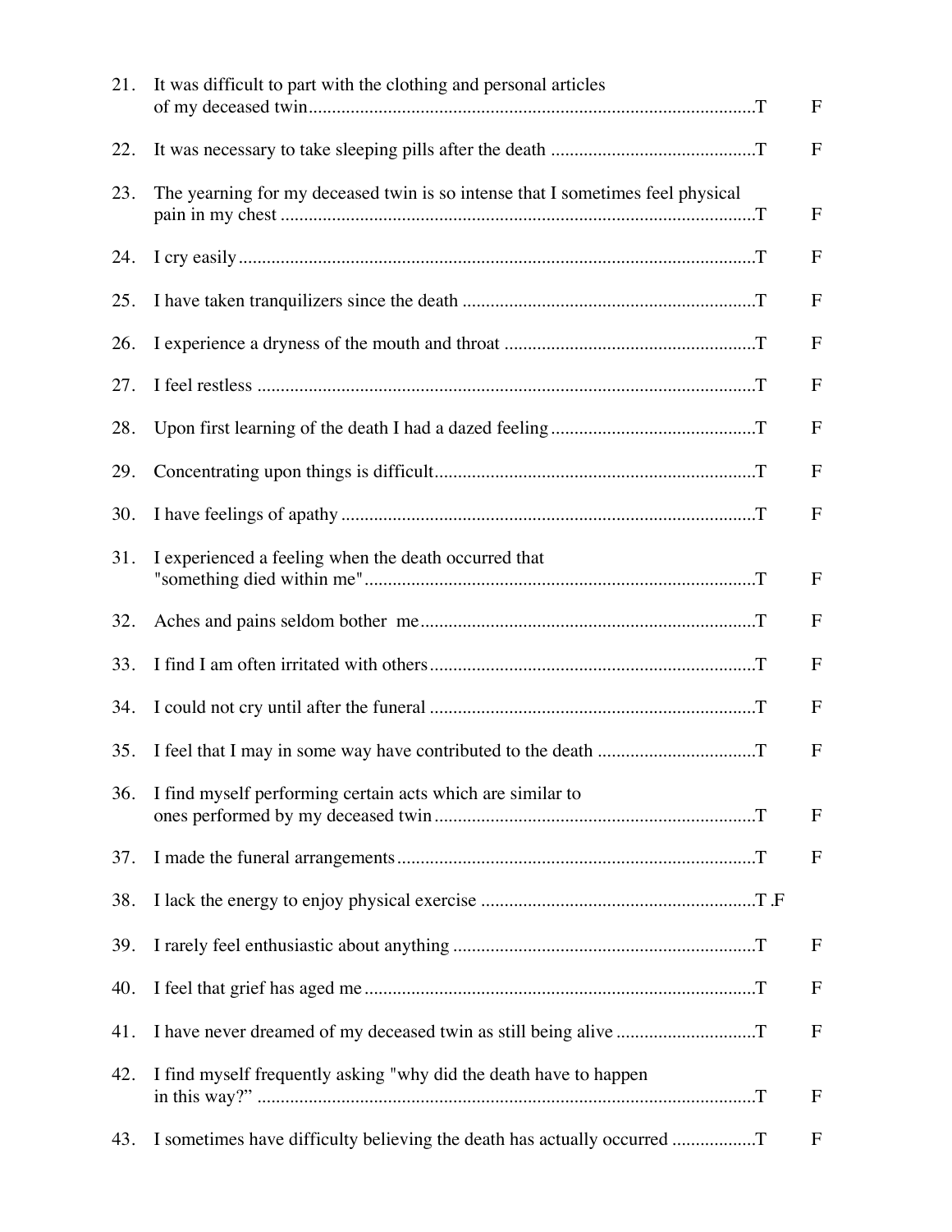21. It was difficult to part with the clothing and personal articles of my deceased twin................................................................................................T F

22. It was necessary to take sleeping pills after the death ............................................T F

23. The yearning for my deceased twin is so intense that I sometimes feel physical pain in my chest ......................................................................................................T F

24. I cry easily...............................................................................................................T F

25. I have taken tranquilizers since the death ...............................................................T F

26. I experience a dryness of the mouth and throat ......................................................T F

27. I feel restless ...........................................................................................................T F

28. Upon first learning of the death I had a dazed feeling............................................T F

29. Concentrating upon things is difficult.....................................................................T F

30. I have feelings of apathy .........................................................................................T F

31. I experienced a feeling when the death occurred that "something died within me"....................................................................................T F

32. Aches and pains seldom bother me........................................................................T F

33. I find I am often irritated with others......................................................................T F

34. I could not cry until after the funeral ......................................................................T F

35. I feel that I may in some way have contributed to the death ..................................T F

36. I find myself performing certain acts which are similar to ones performed by my deceased twin.....................................................................T F

37. I made the funeral arrangements.............................................................................T F

38. I lack the energy to enjoy physical exercise ...........................................................T .F

39. I rarely feel enthusiastic about anything .................................................................T F

40. I feel that grief has aged me....................................................................................T F

41. I have never dreamed of my deceased twin as still being alive ..............................T F

42. I find myself frequently asking "why did the death have to happen in this way?" ..........................................................................................................T F

43. I sometimes have difficulty believing the death has actually occurred ..................T F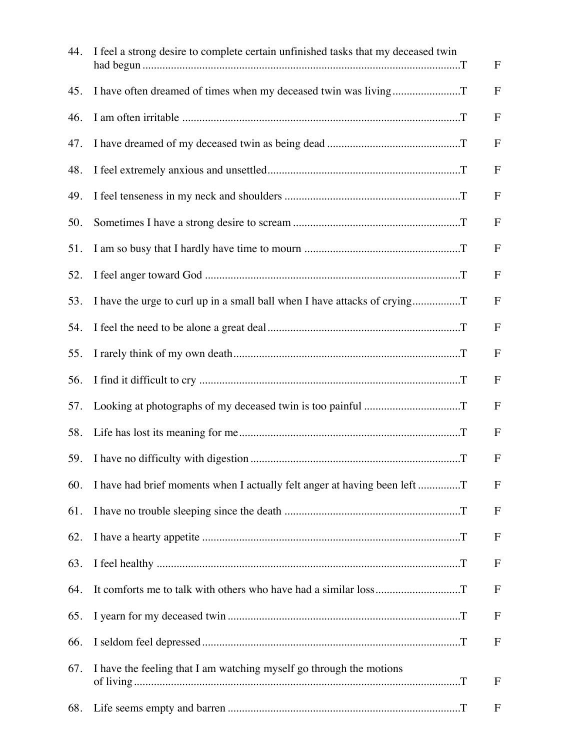44. I feel a strong desire to complete certain unfinished tasks that my deceased twin had begun ............................................................................................................T F

45. I have often dreamed of times when my deceased twin was living.......................T F

46. I am often irritable ................................................................................................T F

47. I have dreamed of my deceased twin as being dead ..............................................T F

48. I feel extremely anxious and unsettled...................................................................T F

49. I feel tenseness in my neck and shoulders .............................................................T F

50. Sometimes I have a strong desire to scream ..........................................................T F

51. I am so busy that I hardly have time to mourn ......................................................T F

52. I feel anger toward God .........................................................................................T F

53. I have the urge to curl up in a small ball when I have attacks of crying................T F

54. I feel the need to be alone a great deal...................................................................T F

55. I rarely think of my own death...............................................................................T F

56. I find it difficult to cry ...........................................................................................T F

57. Looking at photographs of my deceased twin is too painful .................................T F

58. Life has lost its meaning for me.............................................................................T F

59. I have no difficulty with digestion .........................................................................T F

60. I have had brief moments when I actually felt anger at having been left ..............T F

61. I have no trouble sleeping since the death .............................................................T F

62. I have a hearty appetite ..........................................................................................T F

63. I feel healthy ..........................................................................................................T F

64. It comforts me to talk with others who have had a similar loss.............................T F

65. I yearn for my deceased twin .................................................................................T F

66. I seldom feel depressed ..........................................................................................T F

67. I have the feeling that I am watching myself go through the motions of living ..................................................................................................................T F

68. Life seems empty and barren .................................................................................T F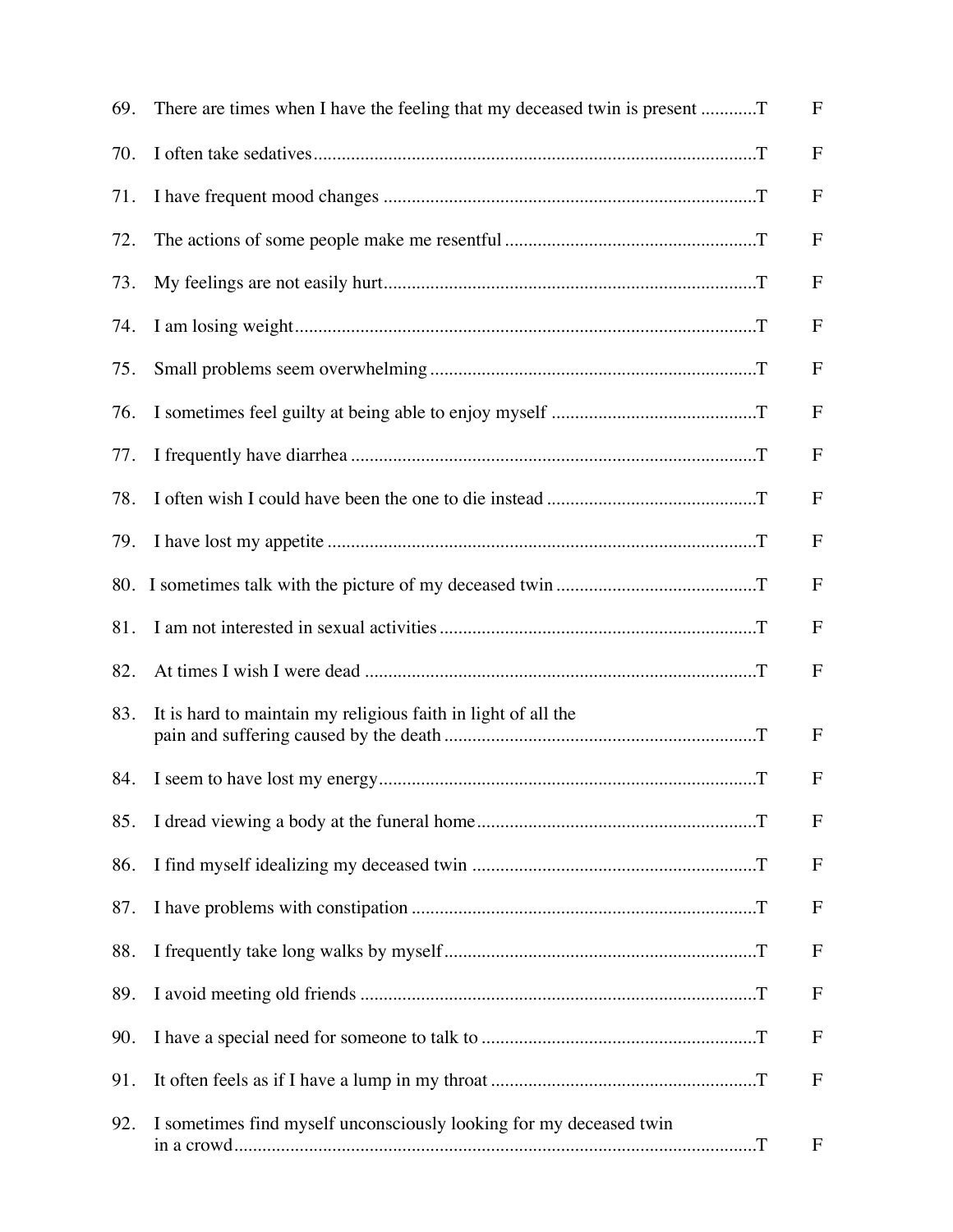69. There are times when I have the feeling that my deceased twin is present ...........T F

70. I often take sedatives.............................................................................................T F

71. I have frequent mood changes ...............................................................................T F

72. The actions of some people make me resentful .....................................................T F

73. My feelings are not easily hurt...............................................................................T F

74. I am losing weight..................................................................................................T F

75. Small problems seem overwhelming .....................................................................T F

76. I sometimes feel guilty at being able to enjoy myself ...........................................T F

77. I frequently have diarrhea ......................................................................................T F

78. I often wish I could have been the one to die instead ............................................T F

79. I have lost my appetite ...........................................................................................T F

80. I sometimes talk with the picture of my deceased twin ..........................................T F

81. I am not interested in sexual activities ...................................................................T F

82. At times I wish I were dead ...................................................................................T F

83. It is hard to maintain my religious faith in light of all the pain and suffering caused by the death ..................................................................T F

84. I seem to have lost my energy................................................................................T F

85. I dread viewing a body at the funeral home...........................................................T F

86. I find myself idealizing my deceased twin ............................................................T F

87. I have problems with constipation .........................................................................T F

88. I frequently take long walks by myself..................................................................T F

89. I avoid meeting old friends ....................................................................................T F

90. I have a special need for someone to talk to ..........................................................T F

91. It often feels as if I have a lump in my throat ........................................................T F

92. I sometimes find myself unconsciously looking for my deceased twin in a crowd...............................................................................................................T F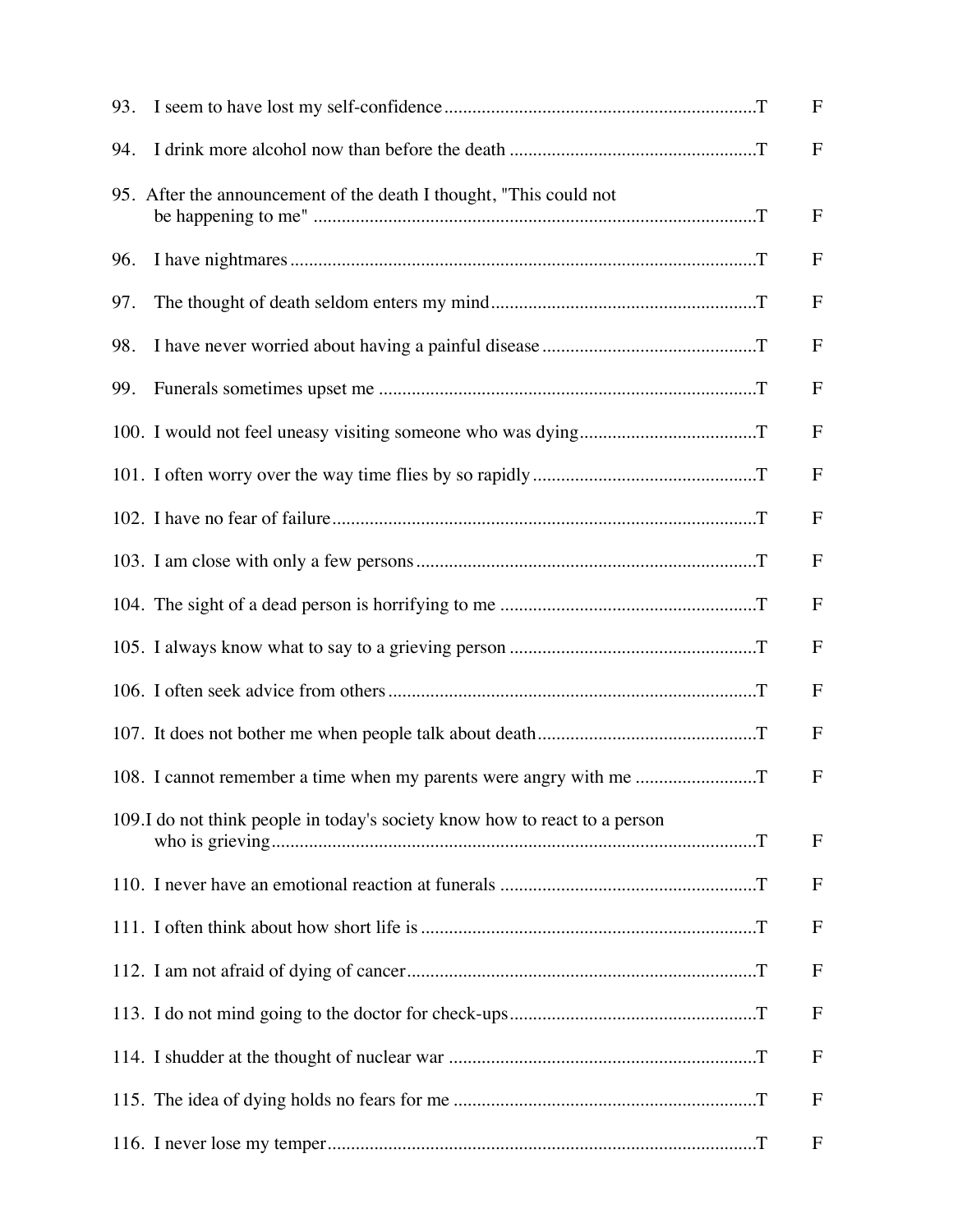93. I seem to have lost my self-confidence .................................................................T F

94. I drink more alcohol now than before the death ....................................................T F

95. After the announcement of the death I thought, "This could not be happening to me" .............................................................................................T F

96. I have nightmares ....................................................................................................T F

97. The thought of death seldom enters my mind........................................................T F

98. I have never worried about having a painful disease .............................................T F

99. Funerals sometimes upset me ................................................................................T F

100. I would not feel uneasy visiting someone who was dying......................................T F

101. I often worry over the way time flies by so rapidly ...............................................T F

102. I have no fear of failure..........................................................................................T F

103. I am close with only a few persons ........................................................................T F

104. The sight of a dead person is horrifying to me ......................................................T F

105. I always know what to say to a grieving person ....................................................T F

106. I often seek advice from others ..............................................................................T F

107. It does not bother me when people talk about death..............................................T F

108. I cannot remember a time when my parents were angry with me ..........................T F

109. I do not think people in today's society know how to react to a person who is grieving.......................................................................................................T F

110. I never have an emotional reaction at funerals ......................................................T F

111. I often think about how short life is .......................................................................T F

112. I am not afraid of dying of cancer..........................................................................T F

113. I do not mind going to the doctor for check-ups....................................................T F

114. I shudder at the thought of nuclear war .................................................................T F

115. The idea of dying holds no fears for me ................................................................T F

116. I never lose my temper...........................................................................................T F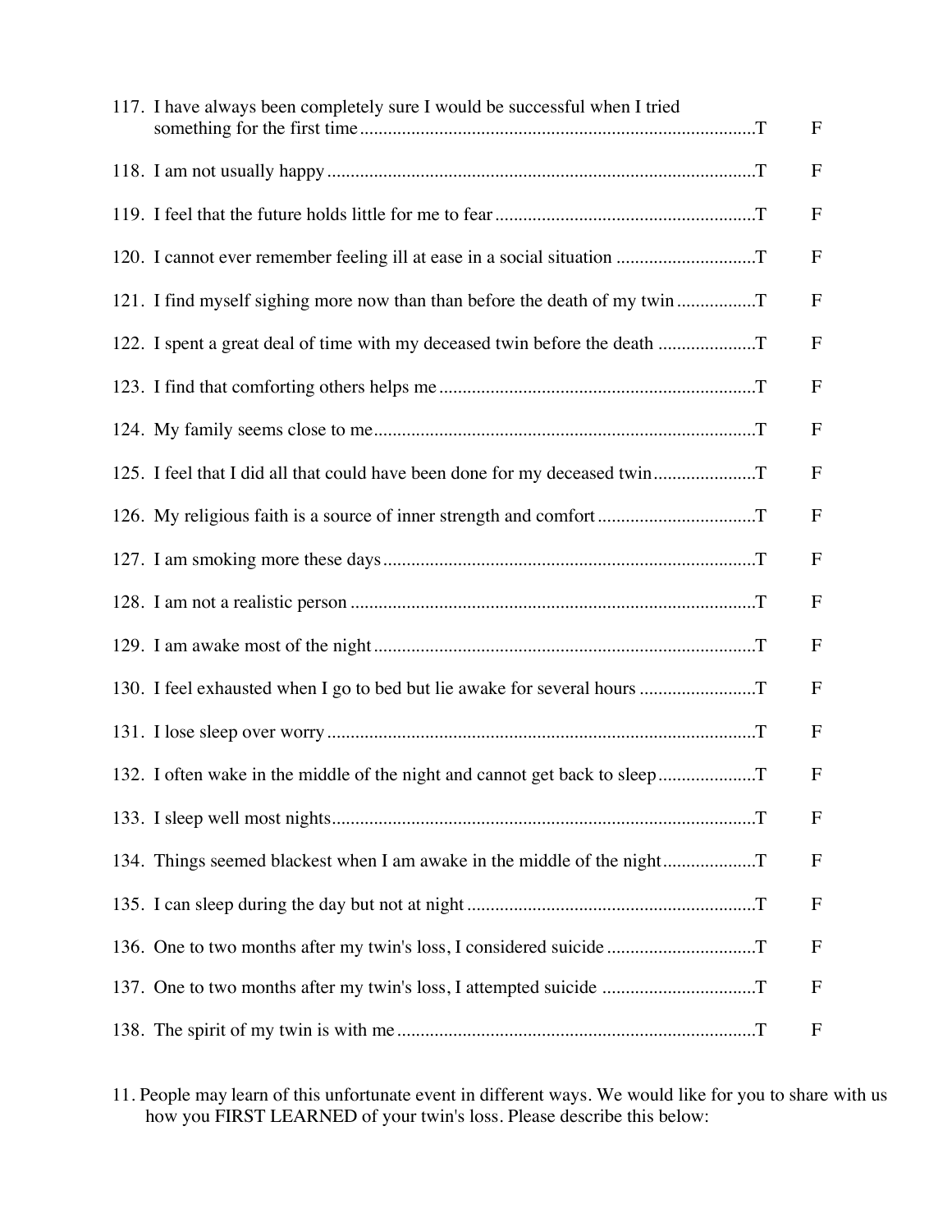117. I have always been completely sure I would be successful when I tried something for the first time ..................... T F

118. I am not usually happy ..................... T F

119. I feel that the future holds little for me to fear ..................... T F

120. I cannot ever remember feeling ill at ease in a social situation ..................... T F

121. I find myself sighing more now than than before the death of my twin ..................... T F

122. I spent a great deal of time with my deceased twin before the death ..................... T F

123. I find that comforting others helps me ..................... T F

124. My family seems close to me ..................... T F

125. I feel that I did all that could have been done for my deceased twin ..................... T F

126. My religious faith is a source of inner strength and comfort ..................... T F

127. I am smoking more these days ..................... T F

128. I am not a realistic person ..................... T F

129. I am awake most of the night ..................... T F

130. I feel exhausted when I go to bed but lie awake for several hours ..................... T F

131. I lose sleep over worry ..................... T F

132. I often wake in the middle of the night and cannot get back to sleep ..................... T F

133. I sleep well most nights ..................... T F

134. Things seemed blackest when I am awake in the middle of the night ..................... T F

135. I can sleep during the day but not at night ..................... T F

136. One to two months after my twin's loss, I considered suicide ..................... T F

137. One to two months after my twin's loss, I attempted suicide ..................... T F

138. The spirit of my twin is with me ..................... T F

11. People may learn of this unfortunate event in different ways. We would like for you to share with us how you FIRST LEARNED of your twin's loss. Please describe this below: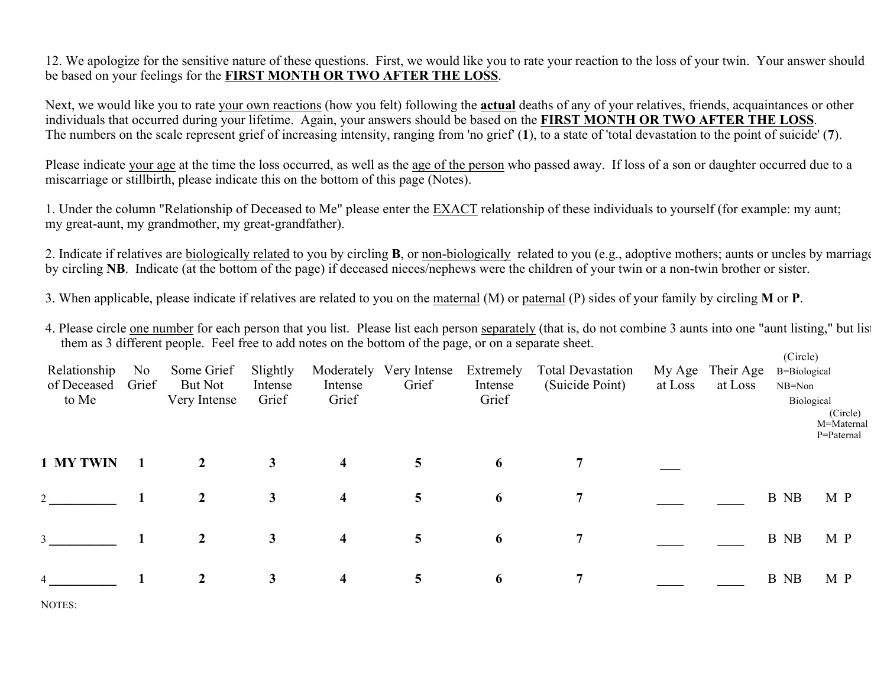12. We apologize for the sensitive nature of these questions. First, we would like you to rate your reaction to the loss of your twin. Your answer should be based on your feelings for the **FIRST MONTH OR TWO AFTER THE LOSS**.

Next, we would like you to rate your own reactions (how you felt) following the **actual** deaths of any of your relatives, friends, acquaintances or other individuals that occurred during your lifetime. Again, your answers should be based on the **FIRST MONTH OR TWO AFTER THE LOSS**. The numbers on the scale represent grief of increasing intensity, ranging from 'no grief' (**1**), to a state of 'total devastation to the point of suicide' (**7**).

Please indicate your age at the time the loss occurred, as well as the age of the person who passed away. If loss of a son or daughter occurred due to a miscarriage or stillbirth, please indicate this on the bottom of this page (Notes).

1. Under the column "Relationship of Deceased to Me" please enter the EXACT relationship of these individuals to yourself (for example: my aunt; my great-aunt, my grandmother, my great-grandfather).

2. Indicate if relatives are biologically related to you by circling **B**, or non-biologically related to you (e.g., adoptive mothers; aunts or uncles by marriage by circling **NB**. Indicate (at the bottom of the page) if deceased nieces/nephews were the children of your twin or a non-twin brother or sister.

3. When applicable, please indicate if relatives are related to you on the maternal (M) or paternal (P) sides of your family by circling **M** or **P**.

4. Please circle one number for each person that you list. Please list each person separately (that is, do not combine 3 aunts into one "aunt listing," but list them as 3 different people. Feel free to add notes on the bottom of the page, or on a separate sheet.

| Relationship of Deceased to Me | No Grief | Some Grief But Not Very Intense | Slightly Intense Grief | Moderately Intense Grief | Very Intense Grief | Extremely Intense Grief | Total Devastation (Suicide Point) | My Age at Loss | Their Age at Loss | (Circle) B=Biological NB=Non Biological | (Circle) M=Maternal P=Paternal |
|---|---|---|---|---|---|---|---|---|---|---|---|
| **1 MY TWIN** | **1** | **2** | **3** | **4** | **5** | **6** | **7** | ___ | | | |
| 2 __________ | **1** | **2** | **3** | **4** | **5** | **6** | **7** | ____ | ____ | B NB | M P |
| 3 __________ | **1** | **2** | **3** | **4** | **5** | **6** | **7** | ____ | ____ | B NB | M P |
| 4 __________ | **1** | **2** | **3** | **4** | **5** | **6** | **7** | ____ | ____ | B NB | M P |

NOTES: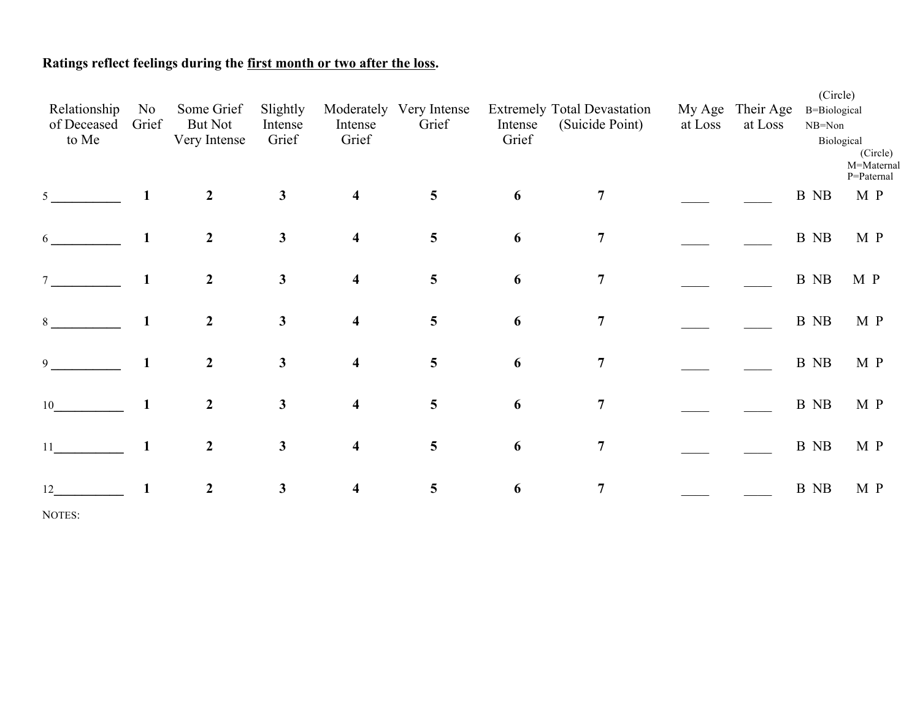**Ratings reflect feelings during the first month or two after the loss.**

| Relationship of Deceased to Me | No Grief | Some Grief But Not Very Intense | Slightly Intense Grief | Moderately Intense Grief | Very Intense Grief | Extremely Intense Grief | Total Devastation (Suicide Point) | My Age at Loss | Their Age at Loss | (Circle) B=Biological NB=Non Biological | (Circle) M=Maternal P=Paternal |
|---|---|---|---|---|---|---|---|---|---|---|---|
| 5 __________ | **1** | **2** | **3** | **4** | **5** | **6** | **7** | ____ | ____ | B NB | M P |
| 6 __________ | **1** | **2** | **3** | **4** | **5** | **6** | **7** | ____ | ____ | B NB | M P |
| 7 __________ | **1** | **2** | **3** | **4** | **5** | **6** | **7** | ____ | ____ | B NB | M P |
| 8 __________ | **1** | **2** | **3** | **4** | **5** | **6** | **7** | ____ | ____ | B NB | M P |
| 9 __________ | **1** | **2** | **3** | **4** | **5** | **6** | **7** | ____ | ____ | B NB | M P |
| 10__________ | **1** | **2** | **3** | **4** | **5** | **6** | **7** | ____ | ____ | B NB | M P |
| 11__________ | **1** | **2** | **3** | **4** | **5** | **6** | **7** | ____ | ____ | B NB | M P |
| 12__________ | **1** | **2** | **3** | **4** | **5** | **6** | **7** | ____ | ____ | B NB | M P |

NOTES: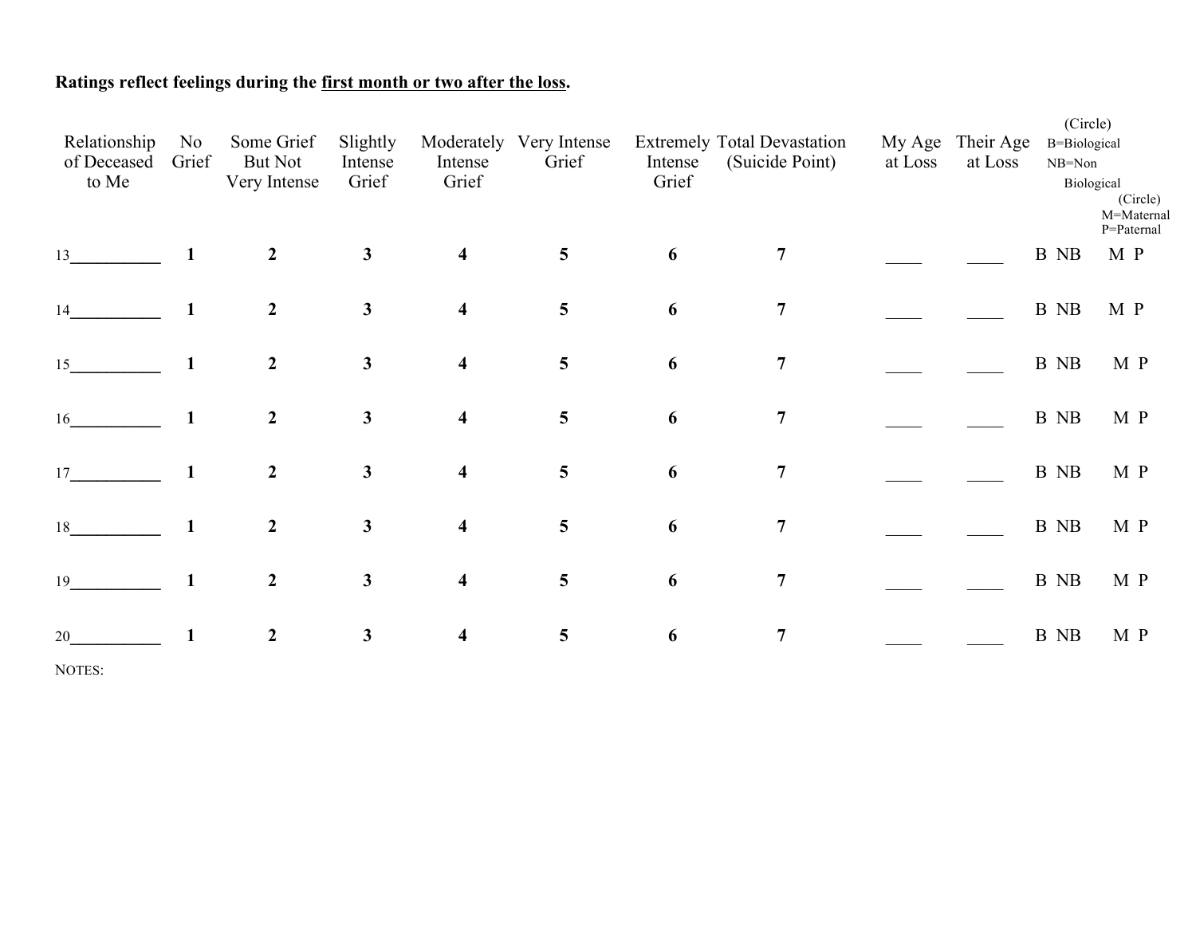**Ratings reflect feelings during the first month or two after the loss.**

| Relationship of Deceased to Me | No Grief | Some Grief But Not Very Intense | Slightly Intense Grief | Moderately Intense Grief | Very Intense Grief | Extremely Intense Grief | Total Devastation (Suicide Point) | My Age at Loss | Their Age at Loss | (Circle) B=Biological NB=Non Biological | (Circle) M=Maternal P=Paternal |
|---|---|---|---|---|---|---|---|---|---|---|---|
| 13__________ | **1** | **2** | **3** | **4** | **5** | **6** | **7** | ____ | ____ | B NB | M P |
| 14__________ | **1** | **2** | **3** | **4** | **5** | **6** | **7** | ____ | ____ | B NB | M P |
| 15__________ | **1** | **2** | **3** | **4** | **5** | **6** | **7** | ____ | ____ | B NB | M P |
| 16__________ | **1** | **2** | **3** | **4** | **5** | **6** | **7** | ____ | ____ | B NB | M P |
| 17__________ | **1** | **2** | **3** | **4** | **5** | **6** | **7** | ____ | ____ | B NB | M P |
| 18__________ | **1** | **2** | **3** | **4** | **5** | **6** | **7** | ____ | ____ | B NB | M P |
| 19__________ | **1** | **2** | **3** | **4** | **5** | **6** | **7** | ____ | ____ | B NB | M P |
| 20__________ | **1** | **2** | **3** | **4** | **5** | **6** | **7** | ____ | ____ | B NB | M P |

NOTES: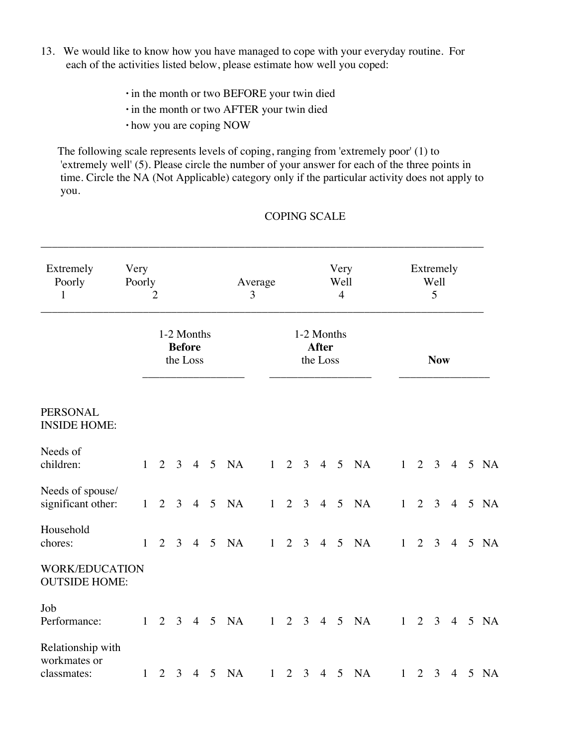13. We would like to know how you have managed to cope with your everyday routine. For each of the activities listed below, please estimate how well you coped:

- in the month or two BEFORE your twin died
- in the month or two AFTER your twin died
- how you are coping NOW

The following scale represents levels of coping, ranging from 'extremely poor' (1) to 'extremely well' (5). Please circle the number of your answer for each of the three points in time. Circle the NA (Not Applicable) category only if the particular activity does not apply to you.

COPING SCALE

| Extremely Poorly | Very Poorly | Average | Very Well | Extremely Well |
|---|---|---|---|---|
| 1 | 2 | 3 | 4 | 5 |

| | 1-2 Months **Before** the Loss | 1-2 Months **After** the Loss | **Now** |
|---|---|---|---|
| **PERSONAL INSIDE HOME:** | | | |
| Needs of children: | 1 2 3 4 5 NA | 1 2 3 4 5 NA | 1 2 3 4 5 NA |
| Needs of spouse/ significant other: | 1 2 3 4 5 NA | 1 2 3 4 5 NA | 1 2 3 4 5 NA |
| Household chores: | 1 2 3 4 5 NA | 1 2 3 4 5 NA | 1 2 3 4 5 NA |
| **WORK/EDUCATION OUTSIDE HOME:** | | | |
| Job Performance: | 1 2 3 4 5 NA | 1 2 3 4 5 NA | 1 2 3 4 5 NA |
| Relationship with workmates or classmates: | 1 2 3 4 5 NA | 1 2 3 4 5 NA | 1 2 3 4 5 NA |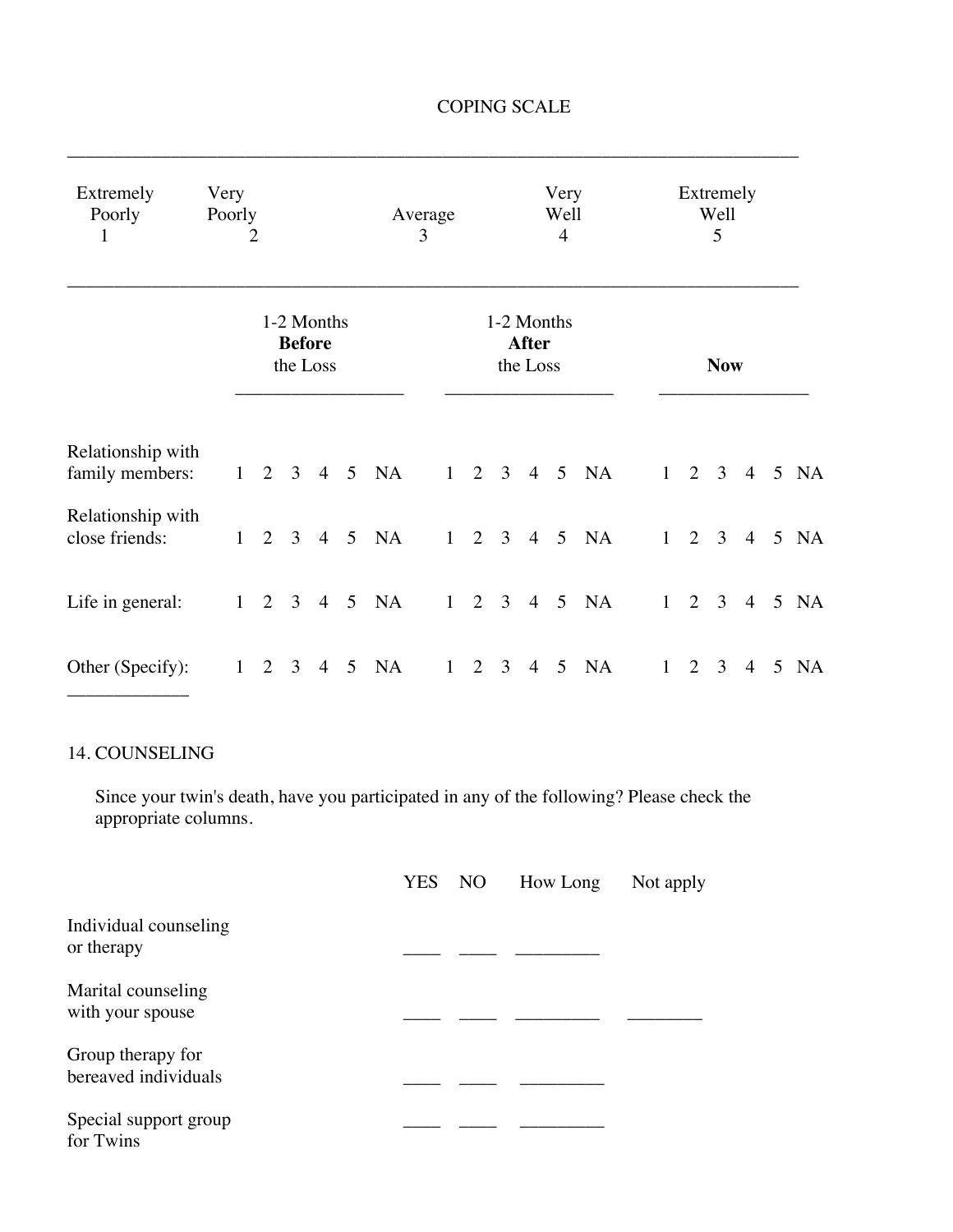# COPING SCALE

| Extremely Poorly | Very Poorly | Average | Very Well | Extremely Well |
|---|---|---|---|---|
| 1 | 2 | 3 | 4 | 5 |

| | 1-2 Months **Before** the Loss | 1-2 Months **After** the Loss | **Now** |
|---|---|---|---|
| Relationship with family members: | 1 2 3 4 5 NA | 1 2 3 4 5 NA | 1 2 3 4 5 NA |
| Relationship with close friends: | 1 2 3 4 5 NA | 1 2 3 4 5 NA | 1 2 3 4 5 NA |
| Life in general: | 1 2 3 4 5 NA | 1 2 3 4 5 NA | 1 2 3 4 5 NA |
| Other (Specify): ____________ | 1 2 3 4 5 NA | 1 2 3 4 5 NA | 1 2 3 4 5 NA |

## 14. COUNSELING

Since your twin's death, have you participated in any of the following? Please check the appropriate columns.

| | YES | NO | How Long | Not apply |
|---|---|---|---|---|
| Individual counseling or therapy | ____ | ____ | _________ | |
| Marital counseling with your spouse | ____ | ____ | _________ | ________ |
| Group therapy for bereaved individuals | ____ | ____ | _________ | |
| Special support group for Twins | ____ | ____ | _________ | |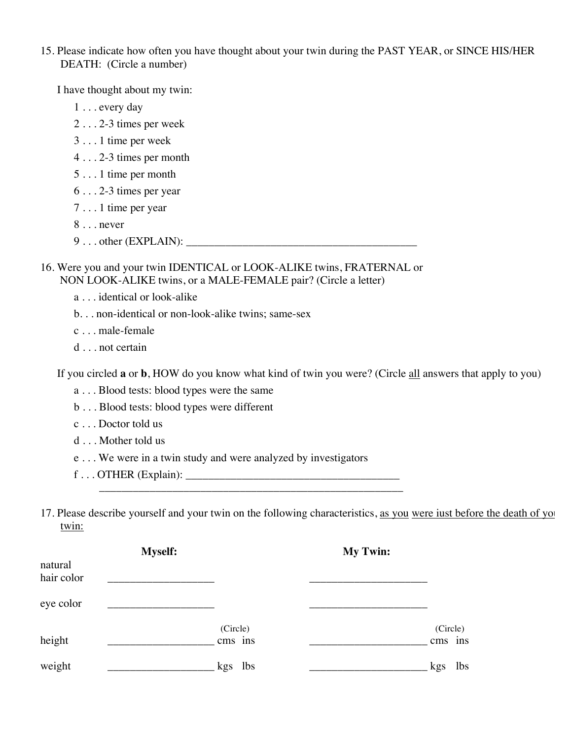15. Please indicate how often you have thought about your twin during the PAST YEAR, or SINCE HIS/HER DEATH: (Circle a number)

I have thought about my twin:

1 . . . every day
2 . . . 2-3 times per week
3 . . . 1 time per week
4 . . . 2-3 times per month
5 . . . 1 time per month
6 . . . 2-3 times per year
7 . . . 1 time per year
8 . . . never
9 . . . other (EXPLAIN): ___________________________________________

16. Were you and your twin IDENTICAL or LOOK-ALIKE twins, FRATERNAL or NON LOOK-ALIKE twins, or a MALE-FEMALE pair? (Circle a letter)

a . . . identical or look-alike
b. . . non-identical or non-look-alike twins; same-sex
c . . . male-female
d . . . not certain

If you circled **a** or **b**, HOW do you know what kind of twin you were? (Circle all answers that apply to you)

a . . . Blood tests: blood types were the same
b . . . Blood tests: blood types were different
c . . . Doctor told us
d . . . Mother told us
e . . . We were in a twin study and were analyzed by investigators
f . . . OTHER (Explain): _______________________________________
_________________________________________________________

17. Please describe yourself and your twin on the following characteristics, as you were iust before the death of your twin:

| | Myself: | | My Twin: | |
|---|---|---|---|---|
| natural hair color | ___________________ | | _____________________ | |
| eye color | ___________________ | | _____________________ | |
| height | ___________________ | (Circle) cms ins | _____________________ | (Circle) cms ins |
| weight | ___________________ | kgs lbs | _____________________ | kgs lbs |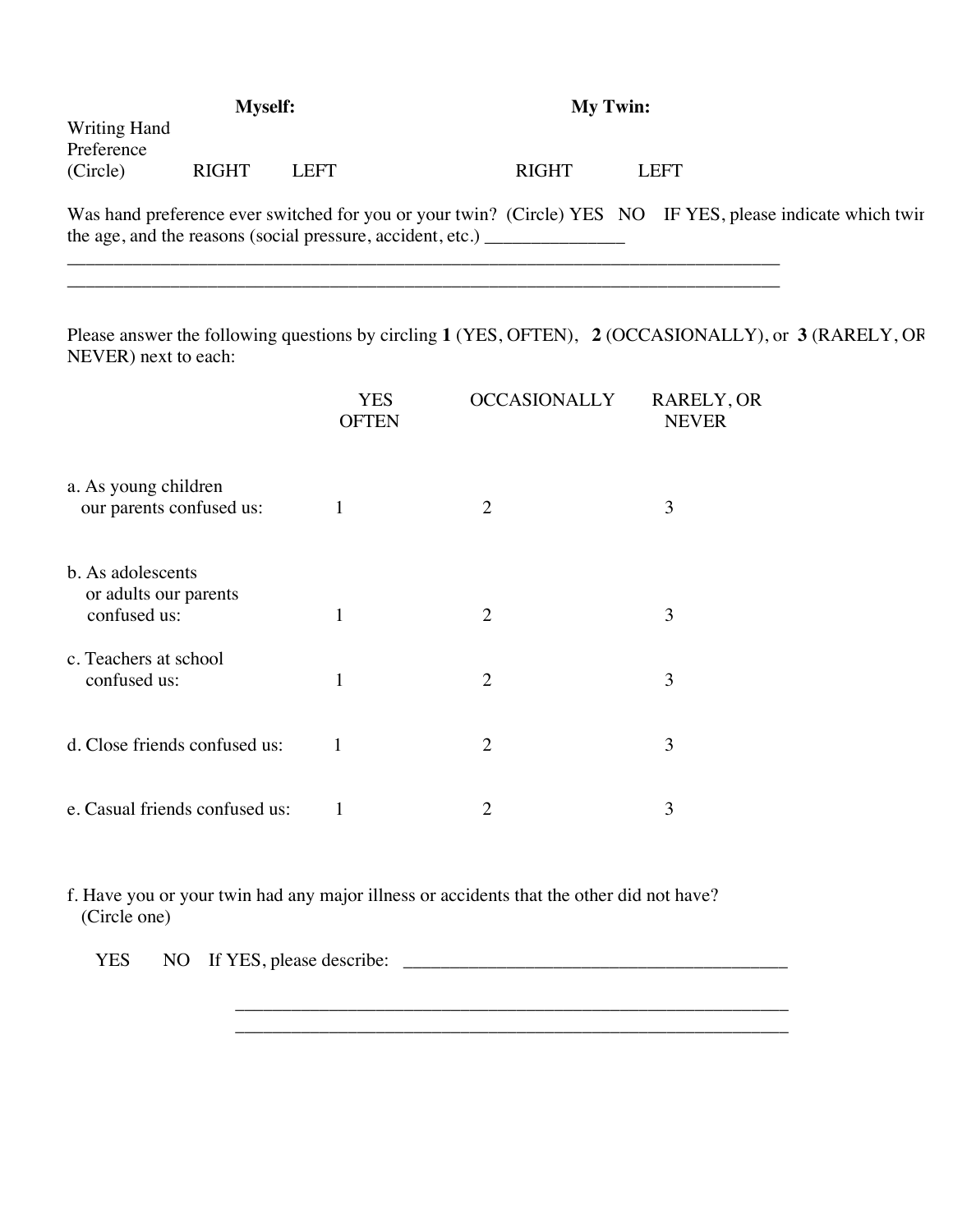| | **Myself:** | | **My Twin:** | |
|---|---|---|---|---|
| Writing Hand Preference (Circle) | RIGHT | LEFT | RIGHT | LEFT |

Was hand preference ever switched for you or your twin? (Circle) YES NO IF YES, please indicate which twin the age, and the reasons (social pressure, accident, etc.) _______________
________________________________________________________________________________
________________________________________________________________________________

Please answer the following questions by circling **1** (YES, OFTEN), **2** (OCCASIONALLY), or **3** (RARELY, OR NEVER) next to each:

| | YES OFTEN | OCCASIONALLY | RARELY, OR NEVER |
|---|---|---|---|
| a. As young children our parents confused us: | 1 | 2 | 3 |
| b. As adolescents or adults our parents confused us: | 1 | 2 | 3 |
| c. Teachers at school confused us: | 1 | 2 | 3 |
| d. Close friends confused us: | 1 | 2 | 3 |
| e. Casual friends confused us: | 1 | 2 | 3 |

f. Have you or your twin had any major illness or accidents that the other did not have? (Circle one)

YES NO If YES, please describe: ___________________________________________
______________________________________________________________
______________________________________________________________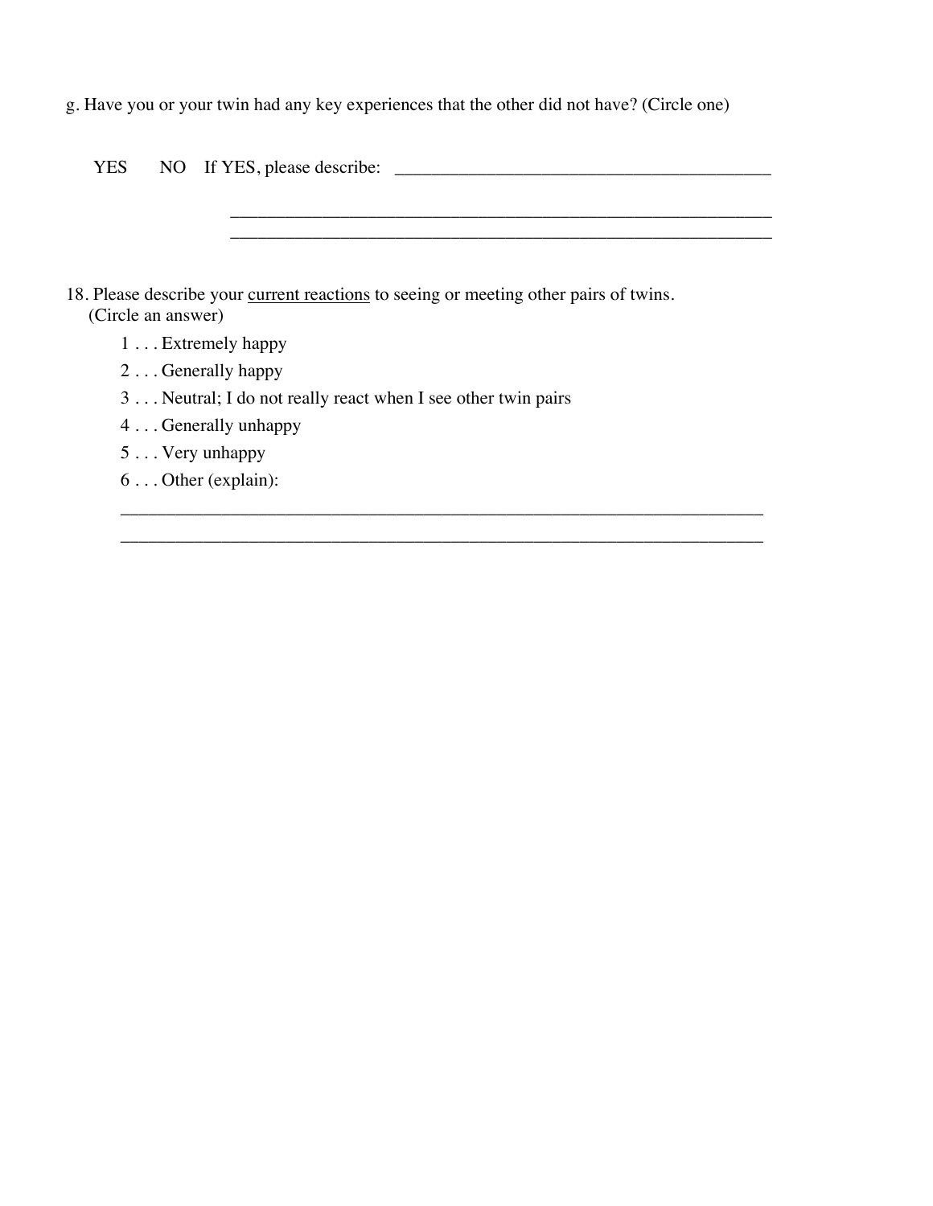g. Have you or your twin had any key experiences that the other did not have? (Circle one)

YES NO If YES, please describe: ___________________________________________

_______________________________________________________________

_______________________________________________________________

18. Please describe your <u>current reactions</u> to seeing or meeting other pairs of twins. (Circle an answer)

    1 . . . Extremely happy

    2 . . . Generally happy

    3 . . . Neutral; I do not really react when I see other twin pairs

    4 . . . Generally unhappy

    5 . . . Very unhappy

    6 . . . Other (explain):

    ___________________________________________________________________________

    ___________________________________________________________________________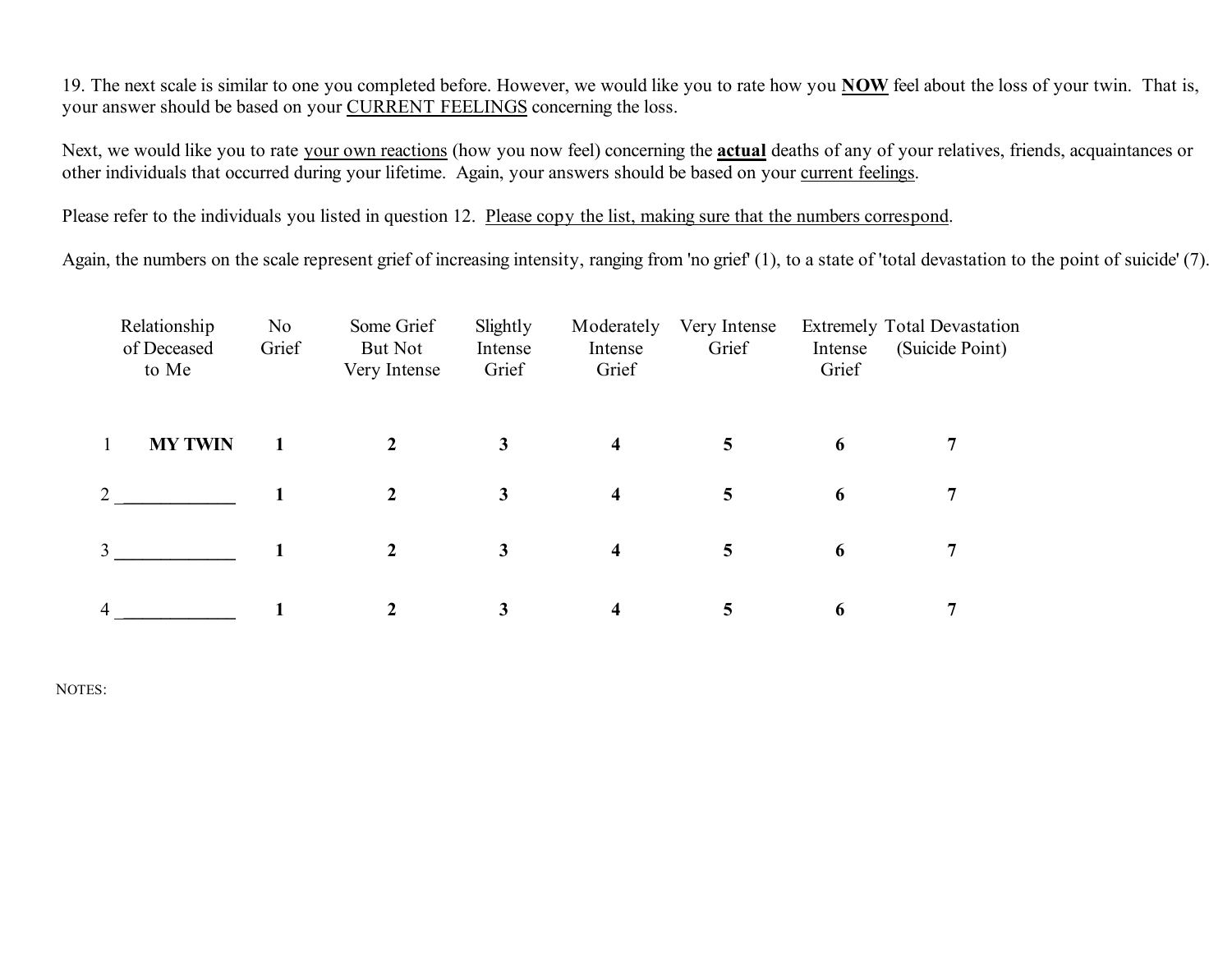19. The next scale is similar to one you completed before. However, we would like you to rate how you **NOW** feel about the loss of your twin. That is, your answer should be based on your CURRENT FEELINGS concerning the loss.

Next, we would like you to rate your own reactions (how you now feel) concerning the **actual** deaths of any of your relatives, friends, acquaintances or other individuals that occurred during your lifetime. Again, your answers should be based on your current feelings.

Please refer to the individuals you listed in question 12. Please copy the list, making sure that the numbers correspond.

Again, the numbers on the scale represent grief of increasing intensity, ranging from 'no grief' (1), to a state of 'total devastation to the point of suicide' (7).

| | Relationship of Deceased to Me | No Grief | Some Grief But Not Very Intense | Slightly Intense Grief | Moderately Intense Grief | Very Intense Grief | Extremely Intense Grief | Total Devastation (Suicide Point) |
|---|---|---|---|---|---|---|---|---|
| 1 | **MY TWIN** | **1** | **2** | **3** | **4** | **5** | **6** | **7** |
| 2 | _____________ | **1** | **2** | **3** | **4** | **5** | **6** | **7** |
| 3 | _____________ | **1** | **2** | **3** | **4** | **5** | **6** | **7** |
| 4 | _____________ | **1** | **2** | **3** | **4** | **5** | **6** | **7** |

NOTES: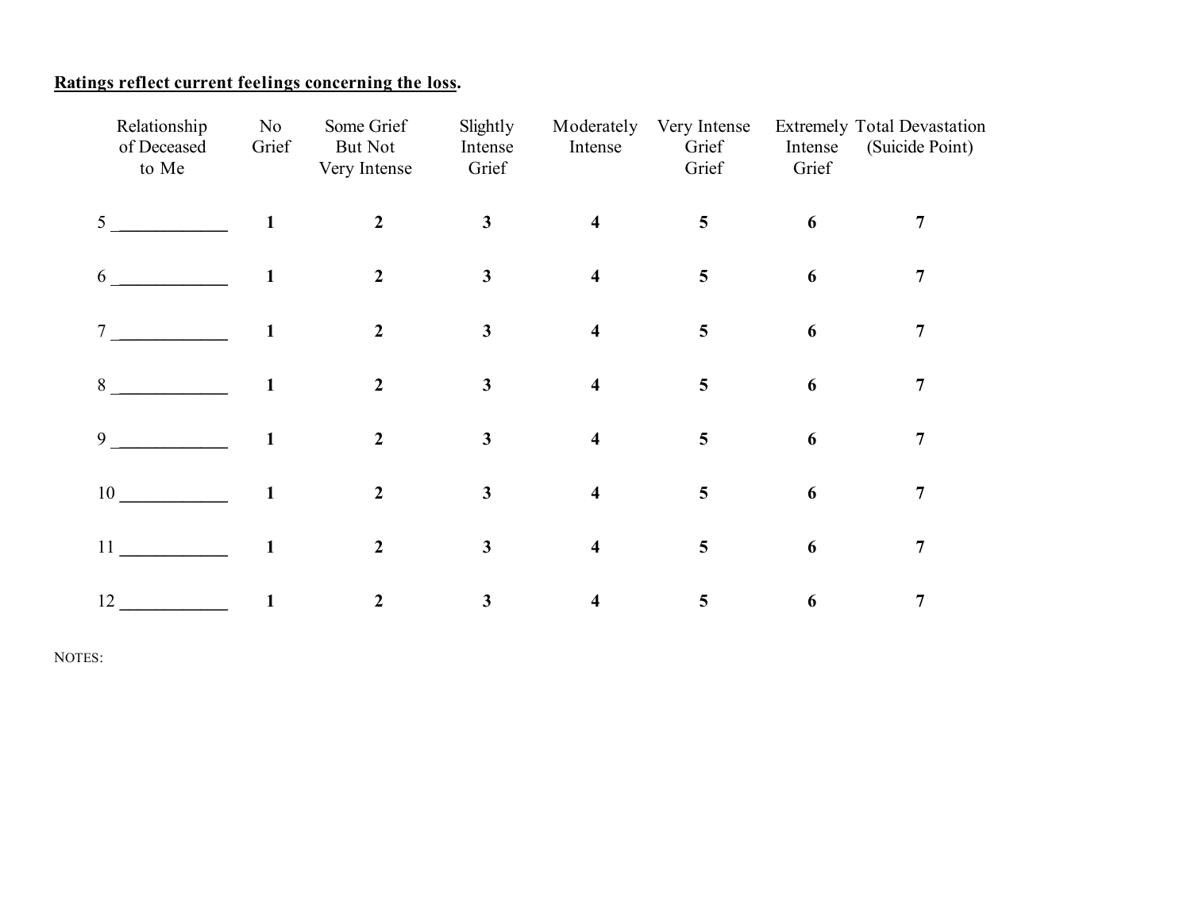**Ratings reflect current feelings concerning the loss.**

| Relationship of Deceased to Me | No Grief | Some Grief But Not Very Intense | Slightly Intense Grief | Moderately Intense | Very Intense Grief Grief | Extremely Intense Grief | Total Devastation (Suicide Point) |
|---|---|---|---|---|---|---|---|
| 5 ____________ | **1** | **2** | **3** | **4** | **5** | **6** | **7** |
| 6 ____________ | **1** | **2** | **3** | **4** | **5** | **6** | **7** |
| 7 ____________ | **1** | **2** | **3** | **4** | **5** | **6** | **7** |
| 8 ____________ | **1** | **2** | **3** | **4** | **5** | **6** | **7** |
| 9 ____________ | **1** | **2** | **3** | **4** | **5** | **6** | **7** |
| 10 ____________ | **1** | **2** | **3** | **4** | **5** | **6** | **7** |
| 11 ____________ | **1** | **2** | **3** | **4** | **5** | **6** | **7** |
| 12 ____________ | **1** | **2** | **3** | **4** | **5** | **6** | **7** |

NOTES: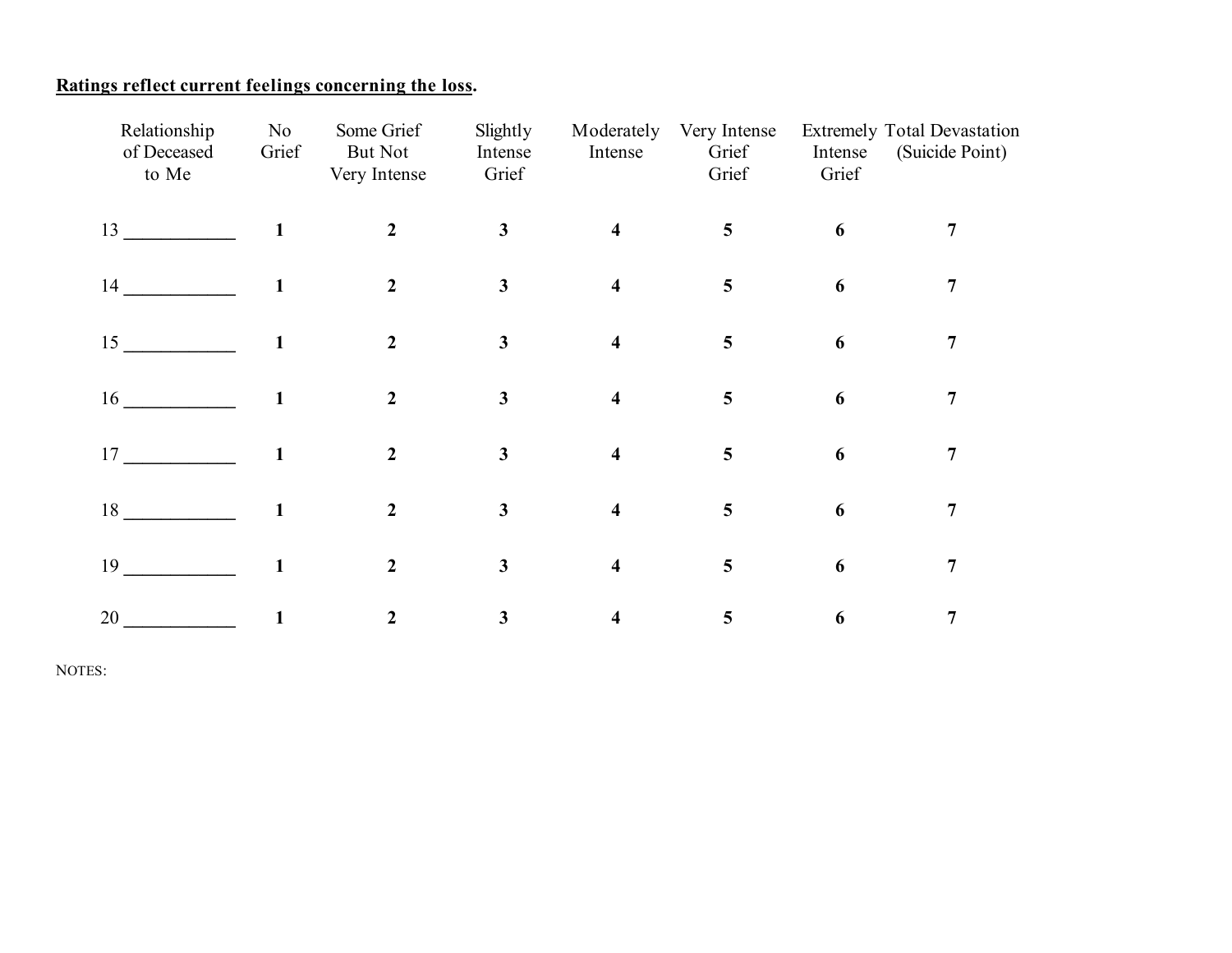**Ratings reflect current feelings concerning the loss.**

| Relationship of Deceased to Me | No Grief | Some Grief But Not Very Intense | Slightly Intense Grief | Moderately Intense | Very Intense Grief Grief | Extremely Intense Grief | Total Devastation (Suicide Point) |
|---|---|---|---|---|---|---|---|
| 13 ___________ | **1** | **2** | **3** | **4** | **5** | **6** | **7** |
| 14 ___________ | **1** | **2** | **3** | **4** | **5** | **6** | **7** |
| 15 ___________ | **1** | **2** | **3** | **4** | **5** | **6** | **7** |
| 16 ___________ | **1** | **2** | **3** | **4** | **5** | **6** | **7** |
| 17 ___________ | **1** | **2** | **3** | **4** | **5** | **6** | **7** |
| 18 ___________ | **1** | **2** | **3** | **4** | **5** | **6** | **7** |
| 19 ___________ | **1** | **2** | **3** | **4** | **5** | **6** | **7** |
| 20 ___________ | **1** | **2** | **3** | **4** | **5** | **6** | **7** |

NOTES: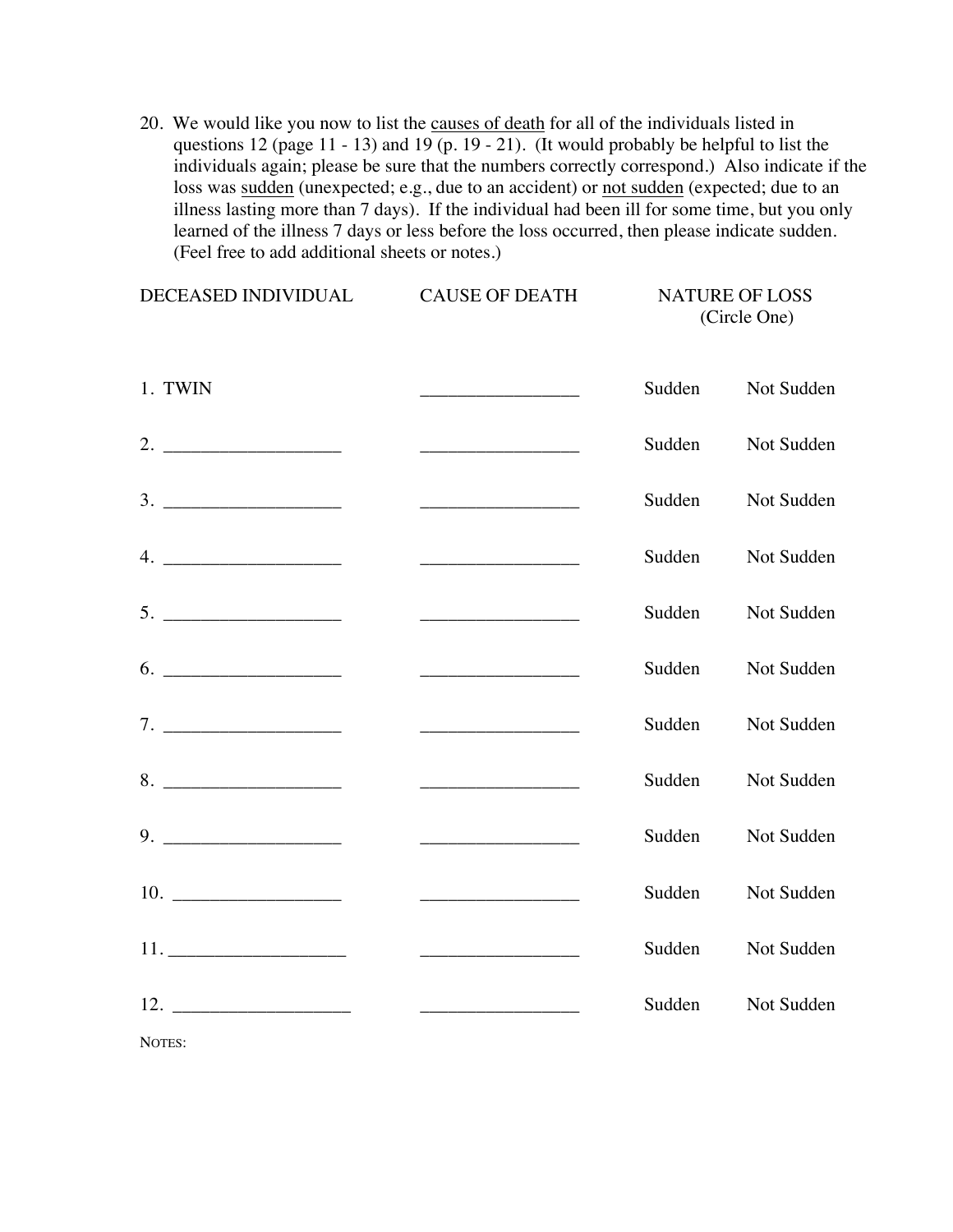20. We would like you now to list the <u>causes of death</u> for all of the individuals listed in questions 12 (page 11 - 13) and 19 (p. 19 - 21). (It would probably be helpful to list the individuals again; please be sure that the numbers correctly correspond.) Also indicate if the loss was <u>sudden</u> (unexpected; e.g., due to an accident) or <u>not sudden</u> (expected; due to an illness lasting more than 7 days). If the individual had been ill for some time, but you only learned of the illness 7 days or less before the loss occurred, then please indicate sudden. (Feel free to add additional sheets or notes.)

| DECEASED INDIVIDUAL | CAUSE OF DEATH | NATURE OF LOSS (Circle One) | |
|---|---|---|---|
| 1. TWIN | ________________ | Sudden | Not Sudden |
| 2. __________________ | ________________ | Sudden | Not Sudden |
| 3. __________________ | ________________ | Sudden | Not Sudden |
| 4. __________________ | ________________ | Sudden | Not Sudden |
| 5. __________________ | ________________ | Sudden | Not Sudden |
| 6. __________________ | ________________ | Sudden | Not Sudden |
| 7. __________________ | ________________ | Sudden | Not Sudden |
| 8. __________________ | ________________ | Sudden | Not Sudden |
| 9. __________________ | ________________ | Sudden | Not Sudden |
| 10. _________________ | ________________ | Sudden | Not Sudden |
| 11. _________________ | ________________ | Sudden | Not Sudden |
| 12. _________________ | ________________ | Sudden | Not Sudden |

NOTES: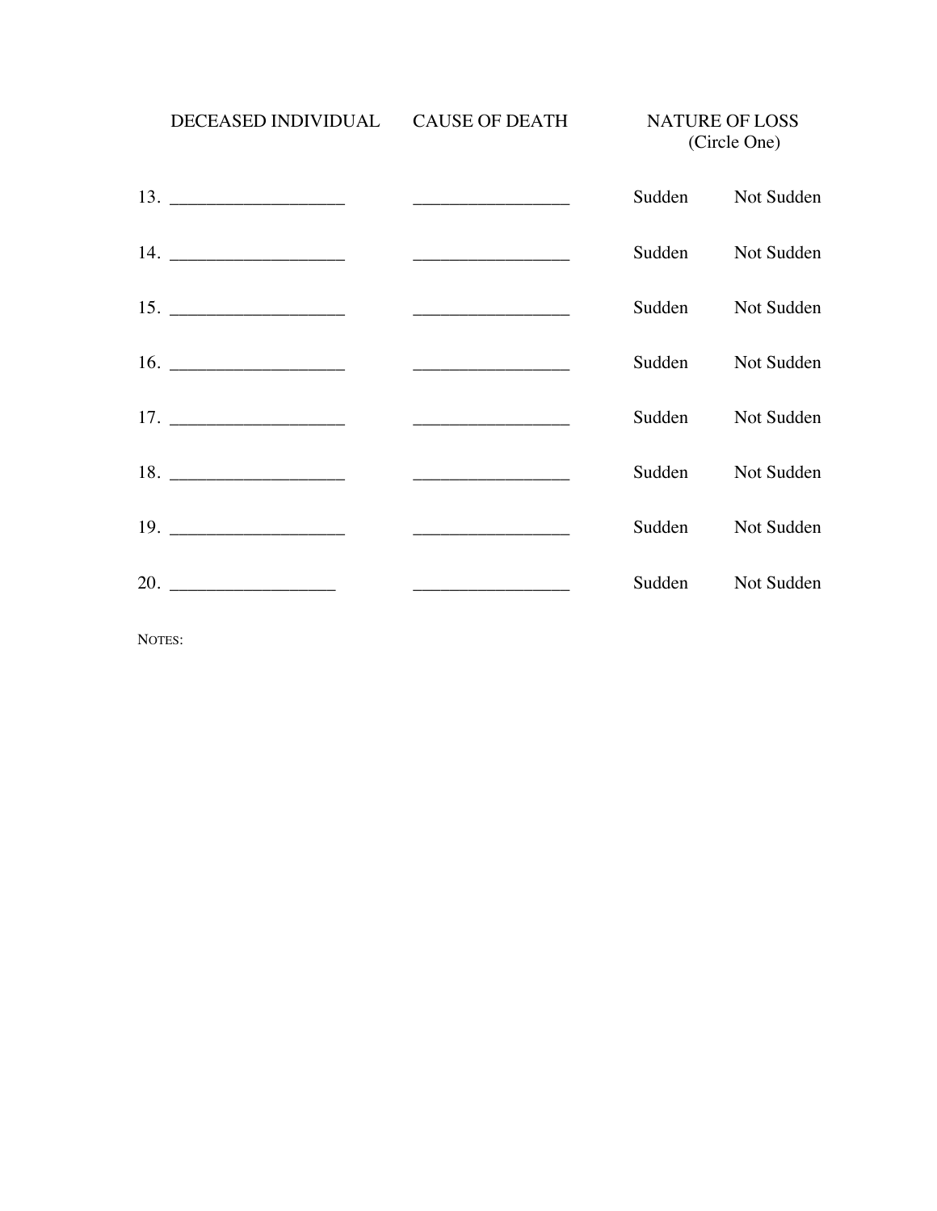| DECEASED INDIVIDUAL | CAUSE OF DEATH | NATURE OF LOSS (Circle One) | |
|---|---|---|---|
| 13. ___________________ | _________________ | Sudden | Not Sudden |
| 14. ___________________ | _________________ | Sudden | Not Sudden |
| 15. ___________________ | _________________ | Sudden | Not Sudden |
| 16. ___________________ | _________________ | Sudden | Not Sudden |
| 17. ___________________ | _________________ | Sudden | Not Sudden |
| 18. ___________________ | _________________ | Sudden | Not Sudden |
| 19. ___________________ | _________________ | Sudden | Not Sudden |
| 20. __________________ | _________________ | Sudden | Not Sudden |

NOTES: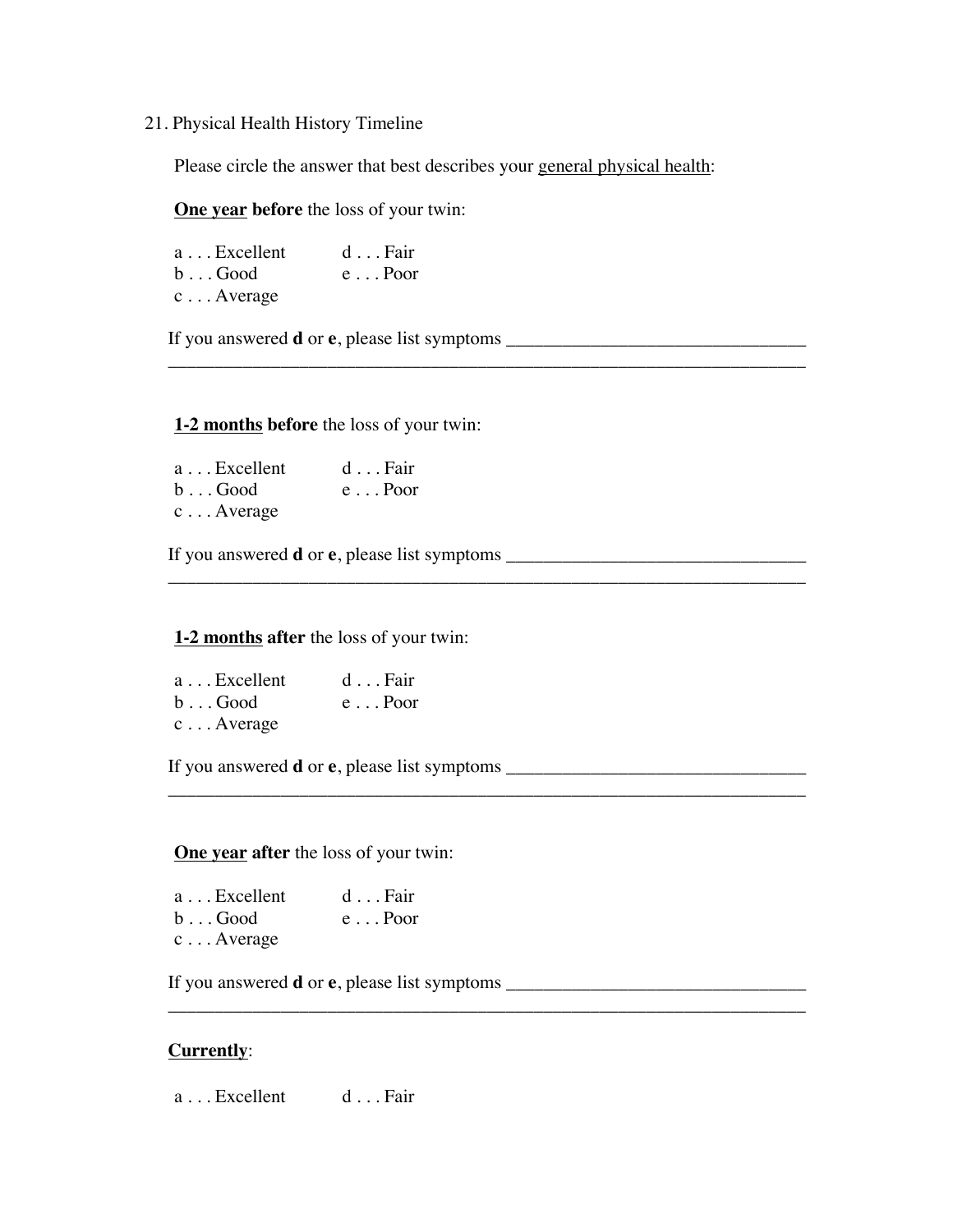21. Physical Health History Timeline

Please circle the answer that best describes your <u>general physical health</u>:

**<u>One year</u> before** the loss of your twin:

a . . . Excellent
b . . . Good
c . . . Average
d . . . Fair
e . . . Poor

If you answered **d** or **e**, please list symptoms ________________________________
______________________________________________________________________

**<u>1-2 months</u> before** the loss of your twin:

a . . . Excellent
b . . . Good
c . . . Average
d . . . Fair
e . . . Poor

If you answered **d** or **e**, please list symptoms ________________________________
______________________________________________________________________

**<u>1-2 months</u> after** the loss of your twin:

a . . . Excellent
b . . . Good
c . . . Average
d . . . Fair
e . . . Poor

If you answered **d** or **e**, please list symptoms ________________________________
______________________________________________________________________

**<u>One year</u> after** the loss of your twin:

a . . . Excellent
b . . . Good
c . . . Average
d . . . Fair
e . . . Poor

If you answered **d** or **e**, please list symptoms ________________________________
______________________________________________________________________

**<u>Currently</u>**:

a . . . Excellent
d . . . Fair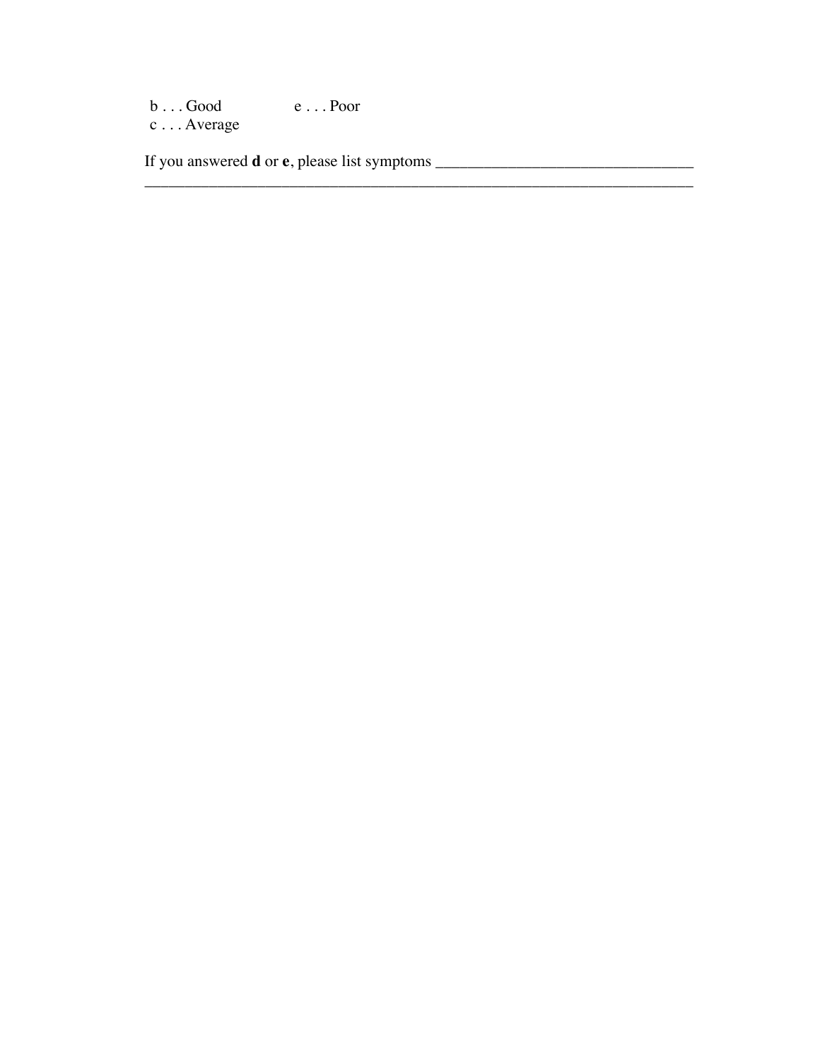b . . . Good e . . . Poor

c . . . Average

If you answered **d** or **e**, please list symptoms ________________________________
______________________________________________________________________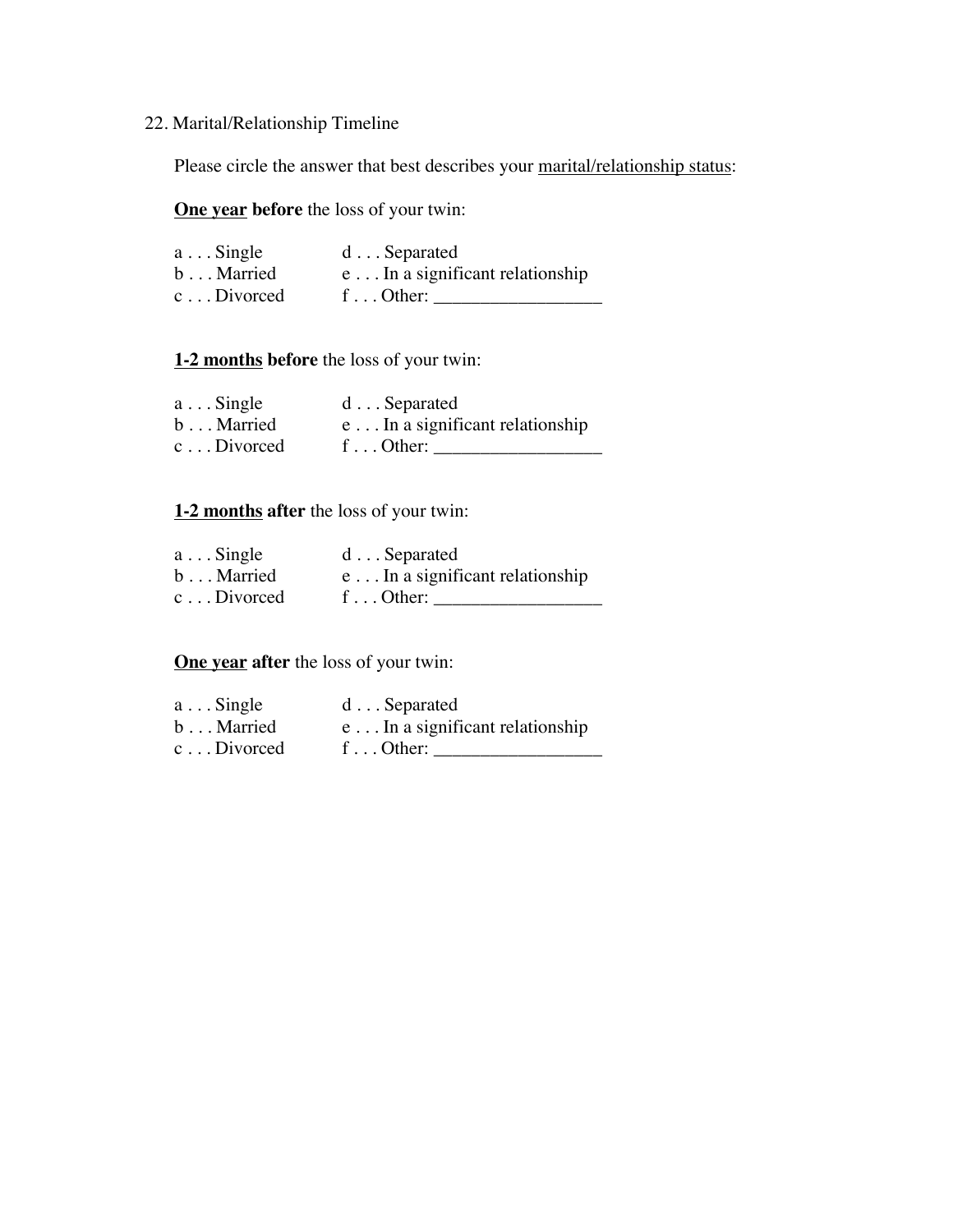22. Marital/Relationship Timeline

Please circle the answer that best describes your marital/relationship status:

**One year before** the loss of your twin:

a . . . Single  
b . . . Married  
c . . . Divorced  
d . . . Separated  
e . . . In a significant relationship  
f . . . Other: __________________

**1-2 months before** the loss of your twin:

a . . . Single  
b . . . Married  
c . . . Divorced  
d . . . Separated  
e . . . In a significant relationship  
f . . . Other: __________________

**1-2 months after** the loss of your twin:

a . . . Single  
b . . . Married  
c . . . Divorced  
d . . . Separated  
e . . . In a significant relationship  
f . . . Other: __________________

**One year after** the loss of your twin:

a . . . Single  
b . . . Married  
c . . . Divorced  
d . . . Separated  
e . . . In a significant relationship  
f . . . Other: __________________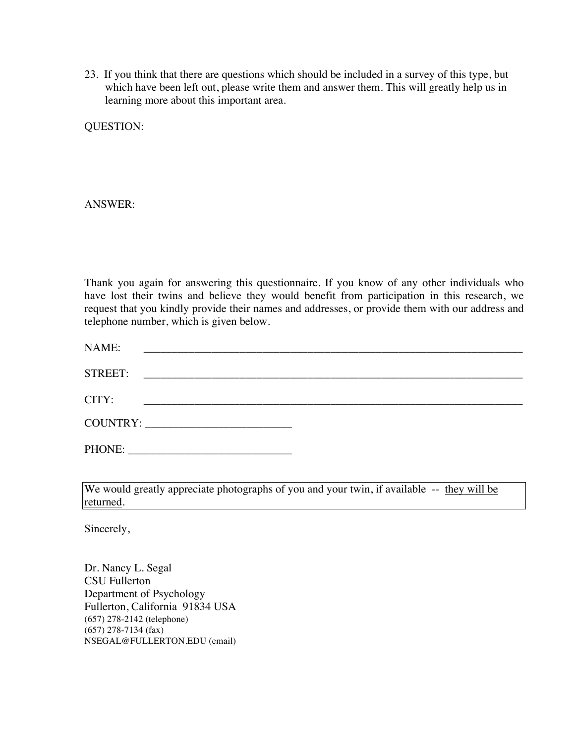23. If you think that there are questions which should be included in a survey of this type, but which have been left out, please write them and answer them. This will greatly help us in learning more about this important area.

QUESTION:

ANSWER:

Thank you again for answering this questionnaire. If you know of any other individuals who have lost their twins and believe they would benefit from participation in this research, we request that you kindly provide their names and addresses, or provide them with our address and telephone number, which is given below.

NAME: ______________________________________________________________________

STREET: ______________________________________________________________________

CITY: ______________________________________________________________________

COUNTRY: __________________________

PHONE: _____________________________

We would greatly appreciate photographs of you and your twin, if available -- they will be returned.

Sincerely,

Dr. Nancy L. Segal
CSU Fullerton
Department of Psychology
Fullerton, California 91834 USA
(657) 278-2142 (telephone)
(657) 278-7134 (fax)
NSEGAL@FULLERTON.EDU (email)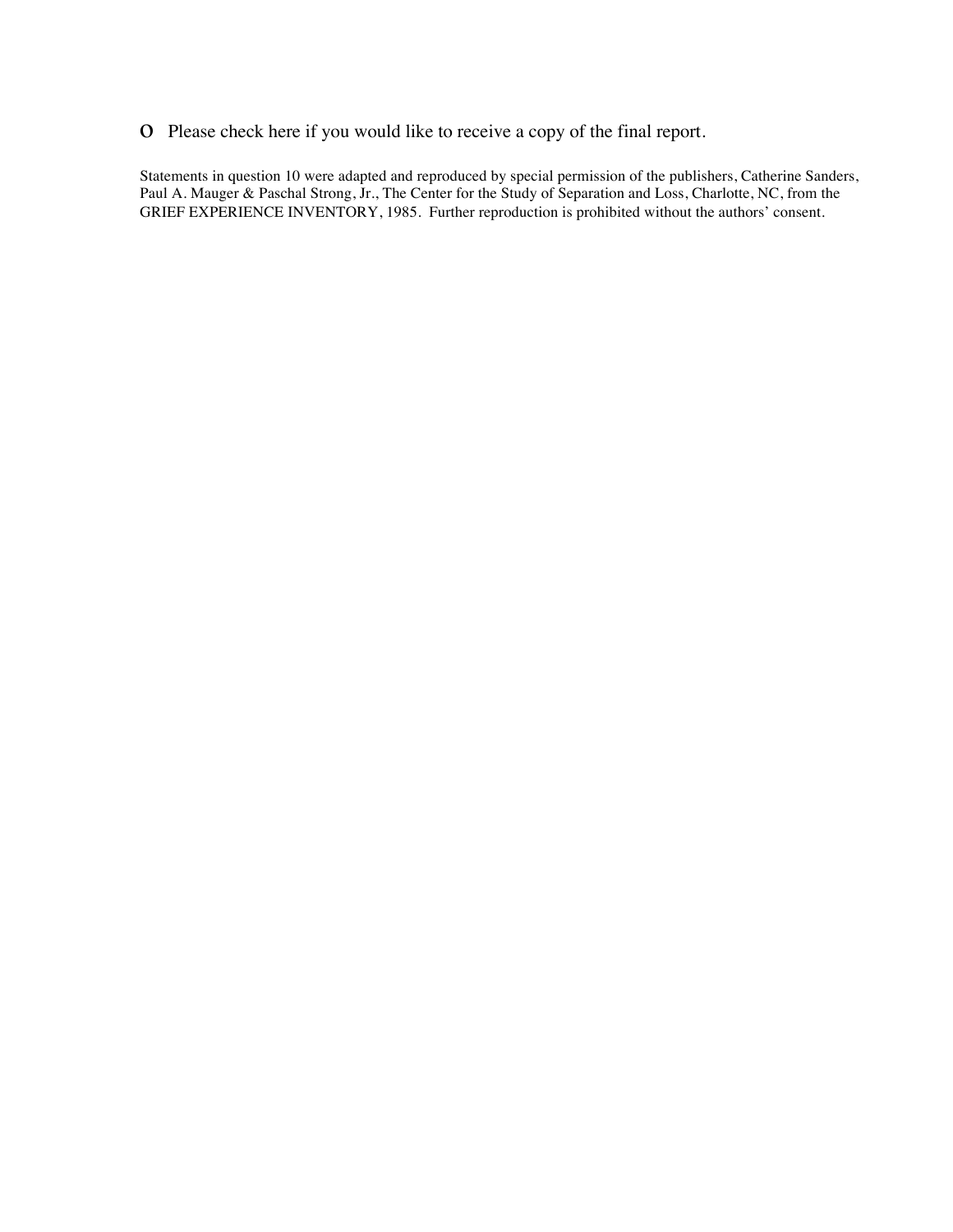O Please check here if you would like to receive a copy of the final report.

Statements in question 10 were adapted and reproduced by special permission of the publishers, Catherine Sanders, Paul A. Mauger & Paschal Strong, Jr., The Center for the Study of Separation and Loss, Charlotte, NC, from the GRIEF EXPERIENCE INVENTORY, 1985. Further reproduction is prohibited without the authors' consent.